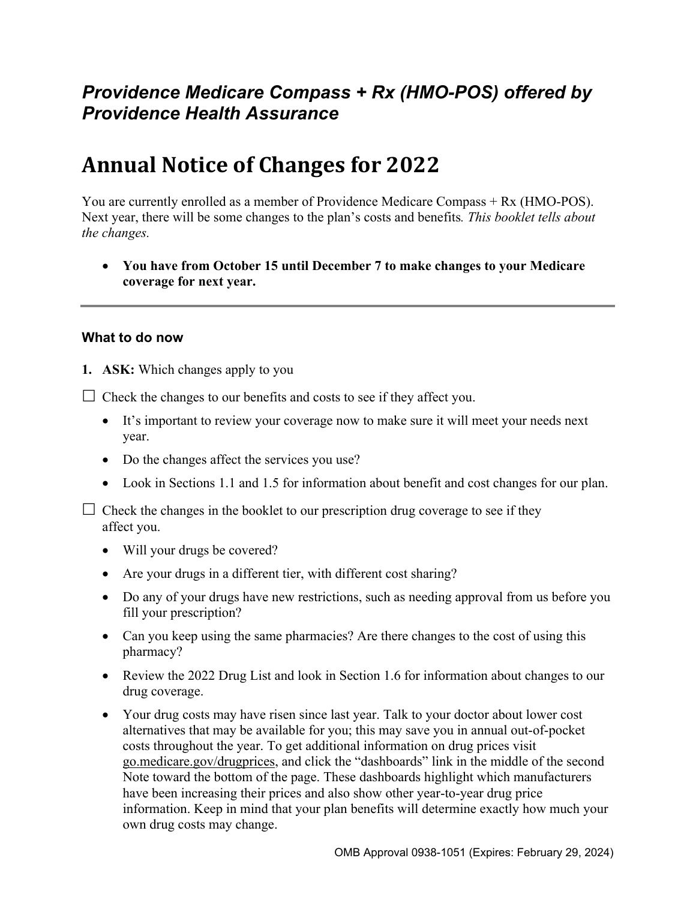## *Providence Medicare Compass + Rx (HMO-POS) offered by Providence Health Assurance*

# Annual Notice of Changes for 2022

You are currently enrolled as a member of Providence Medicare Compass + Rx (HMO-POS). Next year, there will be some changes to the plan's costs and benefits*. This booklet tells about the changes.*

- **You have from October 15 until December 7 to make changes to your Medicare coverage for next year.**

---

### What to do now

1. **ASK:** Which changes apply to you

☐ Check the changes to our benefits and costs to see if they affect you.

- It's important to review your coverage now to make sure it will meet your needs next year.
- Do the changes affect the services you use?
- Look in Sections 1.1 and 1.5 for information about benefit and cost changes for our plan.

☐ Check the changes in the booklet to our prescription drug coverage to see if they affect you.

- Will your drugs be covered?
- Are your drugs in a different tier, with different cost sharing?
- Do any of your drugs have new restrictions, such as needing approval from us before you fill your prescription?
- Can you keep using the same pharmacies? Are there changes to the cost of using this pharmacy?
- Review the 2022 Drug List and look in Section 1.6 for information about changes to our drug coverage.
- Your drug costs may have risen since last year. Talk to your doctor about lower cost alternatives that may be available for you; this may save you in annual out-of-pocket costs throughout the year. To get additional information on drug prices visit go.medicare.gov/drugprices, and click the "dashboards" link in the middle of the second Note toward the bottom of the page. These dashboards highlight which manufacturers have been increasing their prices and also show other year-to-year drug price information. Keep in mind that your plan benefits will determine exactly how much your own drug costs may change.

OMB Approval 0938-1051 (Expires: February 29, 2024)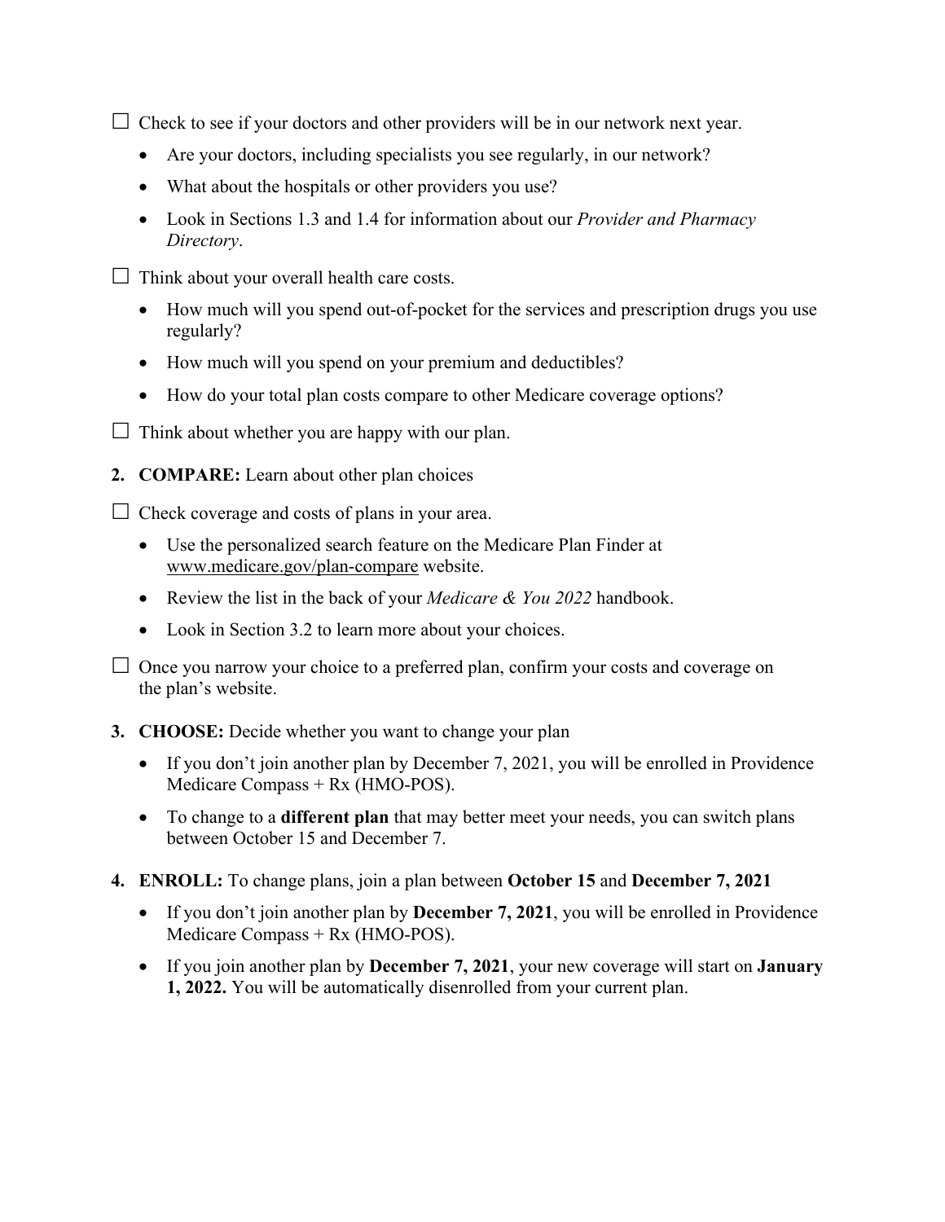☐ Check to see if your doctors and other providers will be in our network next year.

- Are your doctors, including specialists you see regularly, in our network?
- What about the hospitals or other providers you use?
- Look in Sections 1.3 and 1.4 for information about our *Provider and Pharmacy Directory*.

☐ Think about your overall health care costs.

- How much will you spend out-of-pocket for the services and prescription drugs you use regularly?
- How much will you spend on your premium and deductibles?
- How do your total plan costs compare to other Medicare coverage options?

☐ Think about whether you are happy with our plan.

2. **COMPARE:** Learn about other plan choices

☐ Check coverage and costs of plans in your area.

- Use the personalized search feature on the Medicare Plan Finder at www.medicare.gov/plan-compare website.
- Review the list in the back of your *Medicare & You 2022* handbook.
- Look in Section 3.2 to learn more about your choices.

☐ Once you narrow your choice to a preferred plan, confirm your costs and coverage on the plan's website.

3. **CHOOSE:** Decide whether you want to change your plan

- If you don't join another plan by December 7, 2021, you will be enrolled in Providence Medicare Compass + Rx (HMO-POS).
- To change to a **different plan** that may better meet your needs, you can switch plans between October 15 and December 7.

4. **ENROLL:** To change plans, join a plan between **October 15** and **December 7, 2021**

- If you don't join another plan by **December 7, 2021**, you will be enrolled in Providence Medicare Compass + Rx (HMO-POS).
- If you join another plan by **December 7, 2021**, your new coverage will start on **January 1, 2022.** You will be automatically disenrolled from your current plan.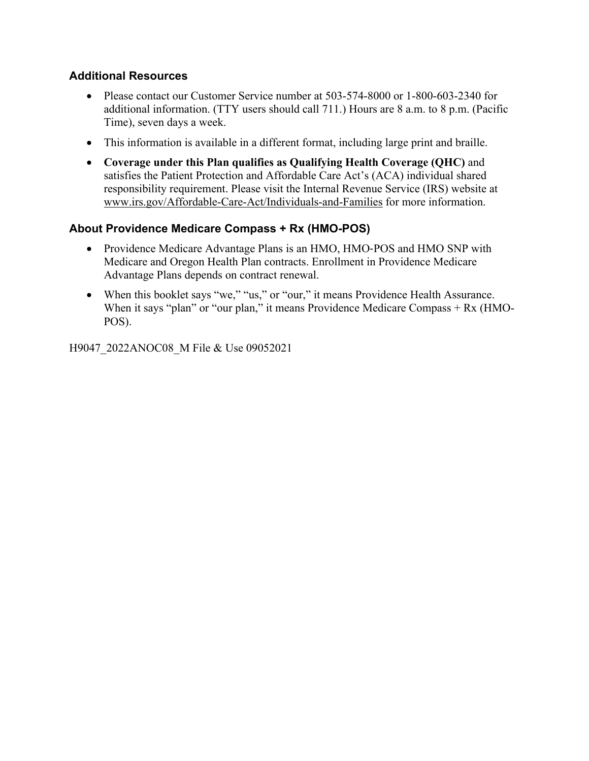## Additional Resources

- Please contact our Customer Service number at 503-574-8000 or 1-800-603-2340 for additional information. (TTY users should call 711.) Hours are 8 a.m. to 8 p.m. (Pacific Time), seven days a week.
- This information is available in a different format, including large print and braille.
- **Coverage under this Plan qualifies as Qualifying Health Coverage (QHC)** and satisfies the Patient Protection and Affordable Care Act's (ACA) individual shared responsibility requirement. Please visit the Internal Revenue Service (IRS) website at www.irs.gov/Affordable-Care-Act/Individuals-and-Families for more information.

## About Providence Medicare Compass + Rx (HMO-POS)

- Providence Medicare Advantage Plans is an HMO, HMO-POS and HMO SNP with Medicare and Oregon Health Plan contracts. Enrollment in Providence Medicare Advantage Plans depends on contract renewal.
- When this booklet says "we," "us," or "our," it means Providence Health Assurance. When it says "plan" or "our plan," it means Providence Medicare Compass + Rx (HMO-POS).

H9047_2022ANOC08_M File & Use 09052021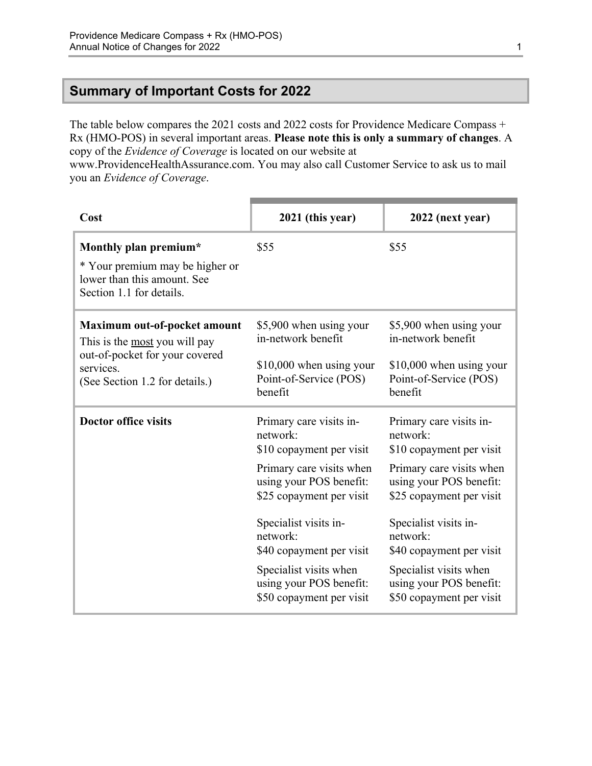## Summary of Important Costs for 2022

The table below compares the 2021 costs and 2022 costs for Providence Medicare Compass + Rx (HMO-POS) in several important areas. **Please note this is only a summary of changes**. A copy of the *Evidence of Coverage* is located on our website at www.ProvidenceHealthAssurance.com. You may also call Customer Service to ask us to mail you an *Evidence of Coverage*.

| Cost | 2021 (this year) | 2022 (next year) |
|---|---|---|
| **Monthly plan premium***<br><br>* Your premium may be higher or lower than this amount. See Section 1.1 for details. | $55 | $55 |
| **Maximum out-of-pocket amount**<br>This is the <u>most</u> you will pay out-of-pocket for your covered services.<br>(See Section 1.2 for details.) | $5,900 when using your in-network benefit<br><br>$10,000 when using your Point-of-Service (POS) benefit | $5,900 when using your in-network benefit<br><br>$10,000 when using your Point-of-Service (POS) benefit |
| **Doctor office visits** | Primary care visits in-network:<br>$10 copayment per visit<br><br>Primary care visits when using your POS benefit:<br>$25 copayment per visit<br><br>Specialist visits in-network:<br>$40 copayment per visit<br><br>Specialist visits when using your POS benefit:<br>$50 copayment per visit | Primary care visits in-network:<br>$10 copayment per visit<br><br>Primary care visits when using your POS benefit:<br>$25 copayment per visit<br><br>Specialist visits in-network:<br>$40 copayment per visit<br><br>Specialist visits when using your POS benefit:<br>$50 copayment per visit |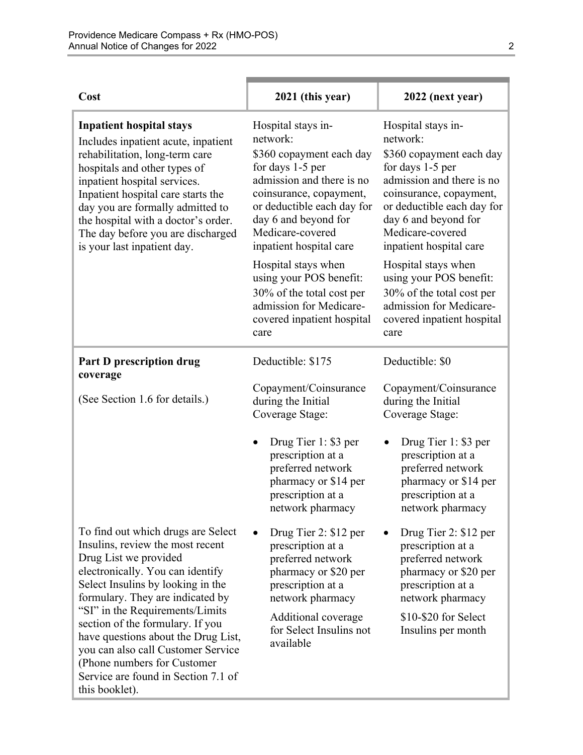| Cost | 2021 (this year) | 2022 (next year) |
|---|---|---|
| **Inpatient hospital stays**<br>Includes inpatient acute, inpatient rehabilitation, long-term care hospitals and other types of inpatient hospital services. Inpatient hospital care starts the day you are formally admitted to the hospital with a doctor's order. The day before you are discharged is your last inpatient day. | Hospital stays in-network:<br>$360 copayment each day for days 1-5 per admission and there is no coinsurance, copayment, or deductible each day for day 6 and beyond for Medicare-covered inpatient hospital care<br><br>Hospital stays when using your POS benefit:<br>30% of the total cost per admission for Medicare-covered inpatient hospital care | Hospital stays in-network:<br>$360 copayment each day for days 1-5 per admission and there is no coinsurance, copayment, or deductible each day for day 6 and beyond for Medicare-covered inpatient hospital care<br><br>Hospital stays when using your POS benefit:<br>30% of the total cost per admission for Medicare-covered inpatient hospital care |
| **Part D prescription drug coverage**<br>(See Section 1.6 for details.)<br><br>To find out which drugs are Select Insulins, review the most recent Drug List we provided electronically. You can identify Select Insulins by looking in the formulary. They are indicated by "SI" in the Requirements/Limits section of the formulary. If you have questions about the Drug List, you can also call Customer Service (Phone numbers for Customer Service are found in Section 7.1 of this booklet). | Deductible: $175<br><br>Copayment/Coinsurance during the Initial Coverage Stage:<br><br>• Drug Tier 1: $3 per prescription at a preferred network pharmacy or $14 per prescription at a network pharmacy<br>• Drug Tier 2: $12 per prescription at a preferred network pharmacy or $20 per prescription at a network pharmacy<br><br>Additional coverage for Select Insulins not available | Deductible: $0<br><br>Copayment/Coinsurance during the Initial Coverage Stage:<br><br>• Drug Tier 1: $3 per prescription at a preferred network pharmacy or $14 per prescription at a network pharmacy<br>• Drug Tier 2: $12 per prescription at a preferred network pharmacy or $20 per prescription at a network pharmacy<br><br>$10-$20 for Select Insulins per month |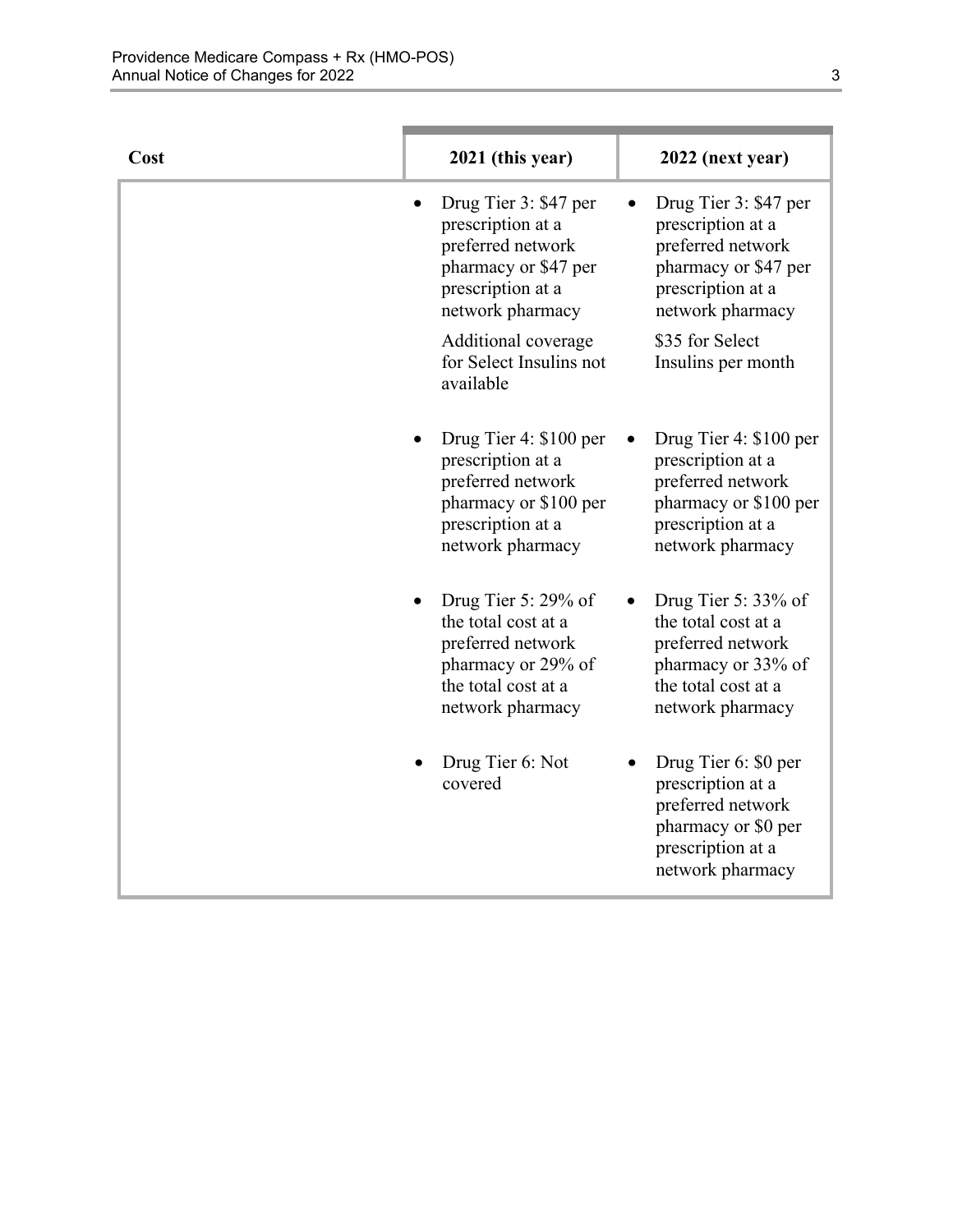| Cost | 2021 (this year) | 2022 (next year) |
|---|---|---|
| | • Drug Tier 3: $47 per prescription at a preferred network pharmacy or $47 per prescription at a network pharmacy<br><br>Additional coverage for Select Insulins not available | • Drug Tier 3: $47 per prescription at a preferred network pharmacy or $47 per prescription at a network pharmacy<br><br>$35 for Select Insulins per month |
| | • Drug Tier 4: $100 per prescription at a preferred network pharmacy or $100 per prescription at a network pharmacy | • Drug Tier 4: $100 per prescription at a preferred network pharmacy or $100 per prescription at a network pharmacy |
| | • Drug Tier 5: 29% of the total cost at a preferred network pharmacy or 29% of the total cost at a network pharmacy | • Drug Tier 5: 33% of the total cost at a preferred network pharmacy or 33% of the total cost at a network pharmacy |
| | • Drug Tier 6: Not covered | • Drug Tier 6: $0 per prescription at a preferred network pharmacy or $0 per prescription at a network pharmacy |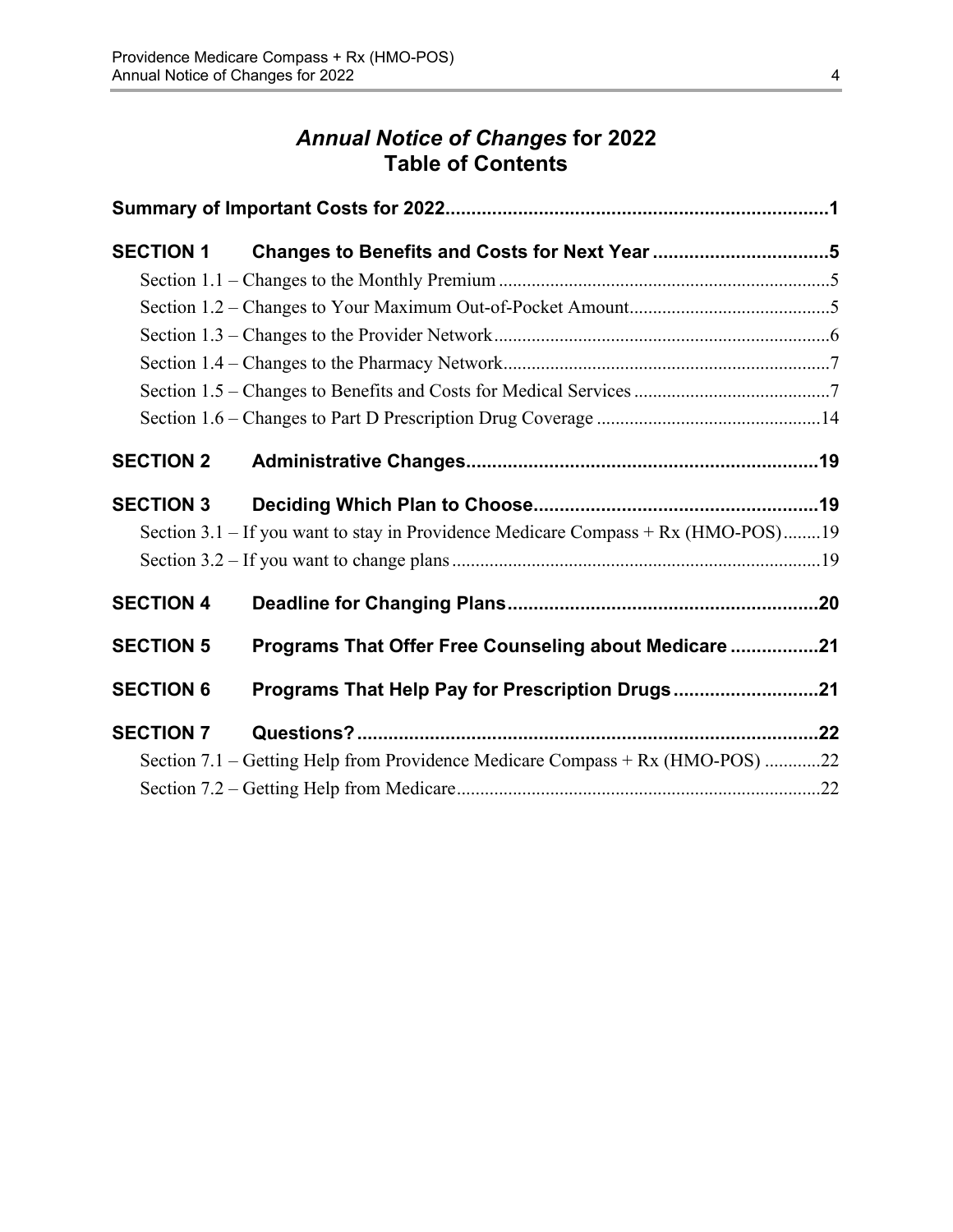# *Annual Notice of Changes* for 2022
# Table of Contents

**Summary of Important Costs for 2022......................................................................1**

**SECTION 1 Changes to Benefits and Costs for Next Year .................................5**

- Section 1.1 – Changes to the Monthly Premium .......................................................................5
- Section 1.2 – Changes to Your Maximum Out-of-Pocket Amount...........................................5
- Section 1.3 – Changes to the Provider Network........................................................................6
- Section 1.4 – Changes to the Pharmacy Network......................................................................7
- Section 1.5 – Changes to Benefits and Costs for Medical Services ..........................................7
- Section 1.6 – Changes to Part D Prescription Drug Coverage ................................................14

**SECTION 2 Administrative Changes....................................................................19**

**SECTION 3 Deciding Which Plan to Choose.......................................................19**

- Section 3.1 – If you want to stay in Providence Medicare Compass + Rx (HMO-POS)........19
- Section 3.2 – If you want to change plans ..............................................................................19

**SECTION 4 Deadline for Changing Plans............................................................20**

**SECTION 5 Programs That Offer Free Counseling about Medicare .................21**

**SECTION 6 Programs That Help Pay for Prescription Drugs ............................21**

**SECTION 7 Questions?.........................................................................................22**

- Section 7.1 – Getting Help from Providence Medicare Compass + Rx (HMO-POS) ............22
- Section 7.2 – Getting Help from Medicare..............................................................................22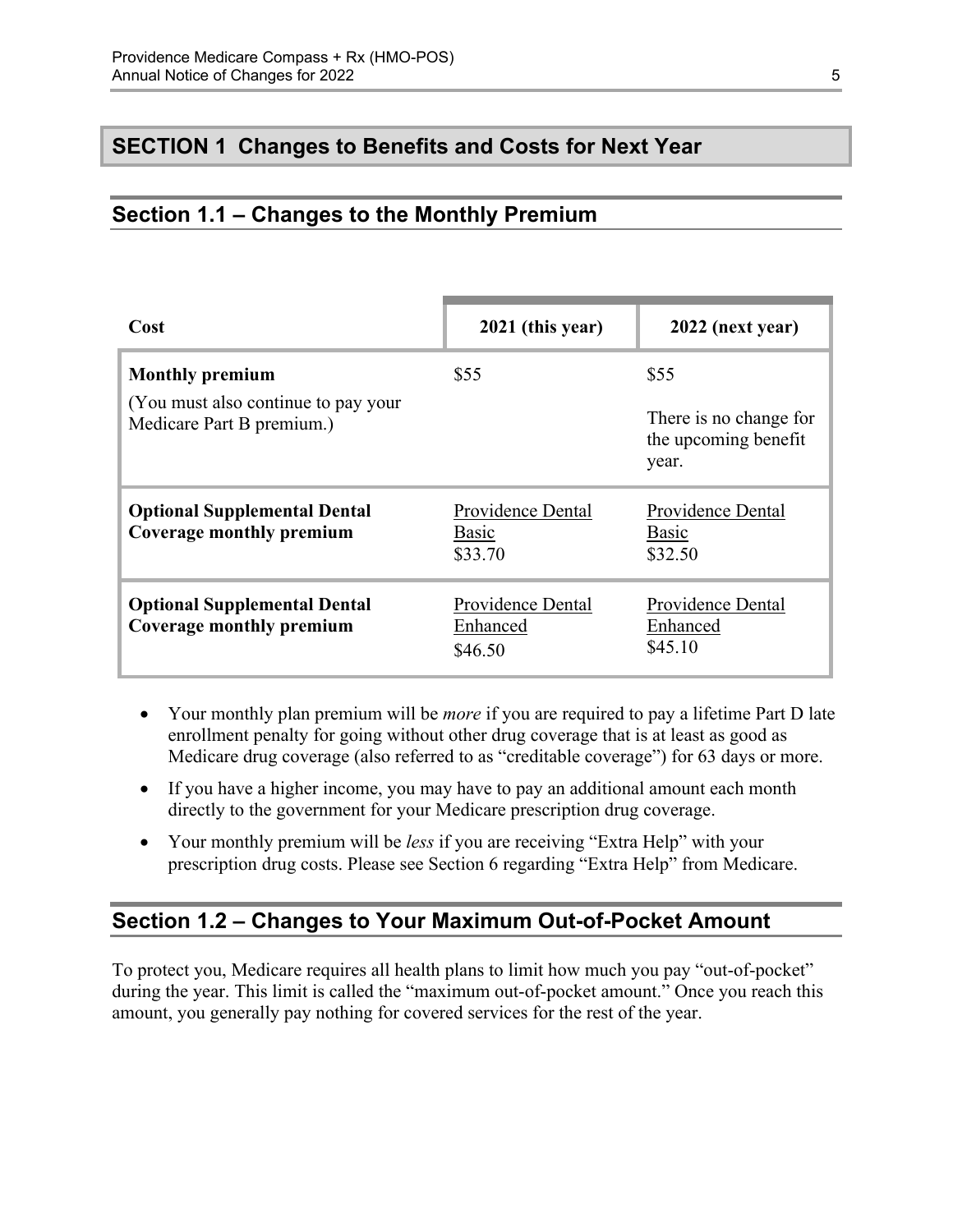# SECTION 1 Changes to Benefits and Costs for Next Year

## Section 1.1 – Changes to the Monthly Premium

| Cost | 2021 (this year) | 2022 (next year) |
|---|---|---|
| **Monthly premium**<br>(You must also continue to pay your Medicare Part B premium.) | $55 | $55<br>There is no change for the upcoming benefit year. |
| **Optional Supplemental Dental Coverage monthly premium** | Providence Dental Basic<br>$33.70 | Providence Dental Basic<br>$32.50 |
| **Optional Supplemental Dental Coverage monthly premium** | Providence Dental Enhanced<br>$46.50 | Providence Dental Enhanced<br>$45.10 |

- Your monthly plan premium will be *more* if you are required to pay a lifetime Part D late enrollment penalty for going without other drug coverage that is at least as good as Medicare drug coverage (also referred to as "creditable coverage") for 63 days or more.
- If you have a higher income, you may have to pay an additional amount each month directly to the government for your Medicare prescription drug coverage.
- Your monthly premium will be *less* if you are receiving "Extra Help" with your prescription drug costs. Please see Section 6 regarding "Extra Help" from Medicare.

## Section 1.2 – Changes to Your Maximum Out-of-Pocket Amount

To protect you, Medicare requires all health plans to limit how much you pay "out-of-pocket" during the year. This limit is called the "maximum out-of-pocket amount." Once you reach this amount, you generally pay nothing for covered services for the rest of the year.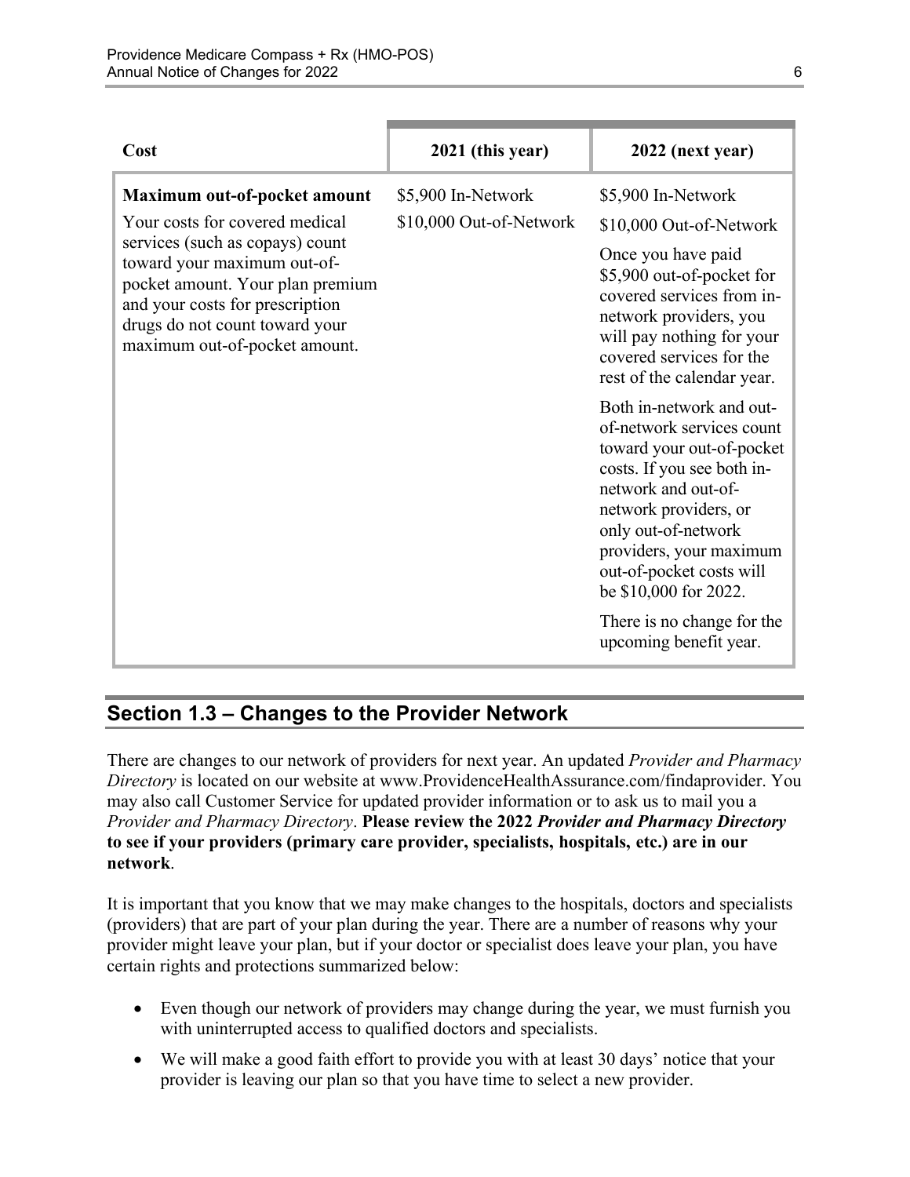| Cost | 2021 (this year) | 2022 (next year) |
| --- | --- | --- |
| **Maximum out-of-pocket amount**<br>Your costs for covered medical services (such as copays) count toward your maximum out-of-pocket amount. Your plan premium and your costs for prescription drugs do not count toward your maximum out-of-pocket amount. | $5,900 In-Network<br>$10,000 Out-of-Network | $5,900 In-Network<br>$10,000 Out-of-Network<br>Once you have paid $5,900 out-of-pocket for covered services from in-network providers, you will pay nothing for your covered services for the rest of the calendar year.<br>Both in-network and out-of-network services count toward your out-of-pocket costs. If you see both in-network and out-of-network providers, or only out-of-network providers, your maximum out-of-pocket costs will be $10,000 for 2022.<br>There is no change for the upcoming benefit year. |

## Section 1.3 – Changes to the Provider Network

There are changes to our network of providers for next year. An updated *Provider and Pharmacy Directory* is located on our website at www.ProvidenceHealthAssurance.com/findaprovider. You may also call Customer Service for updated provider information or to ask us to mail you a *Provider and Pharmacy Directory*. **Please review the 2022 *Provider and Pharmacy Directory* to see if your providers (primary care provider, specialists, hospitals, etc.) are in our network**.

It is important that you know that we may make changes to the hospitals, doctors and specialists (providers) that are part of your plan during the year. There are a number of reasons why your provider might leave your plan, but if your doctor or specialist does leave your plan, you have certain rights and protections summarized below:

- Even though our network of providers may change during the year, we must furnish you with uninterrupted access to qualified doctors and specialists.
- We will make a good faith effort to provide you with at least 30 days' notice that your provider is leaving our plan so that you have time to select a new provider.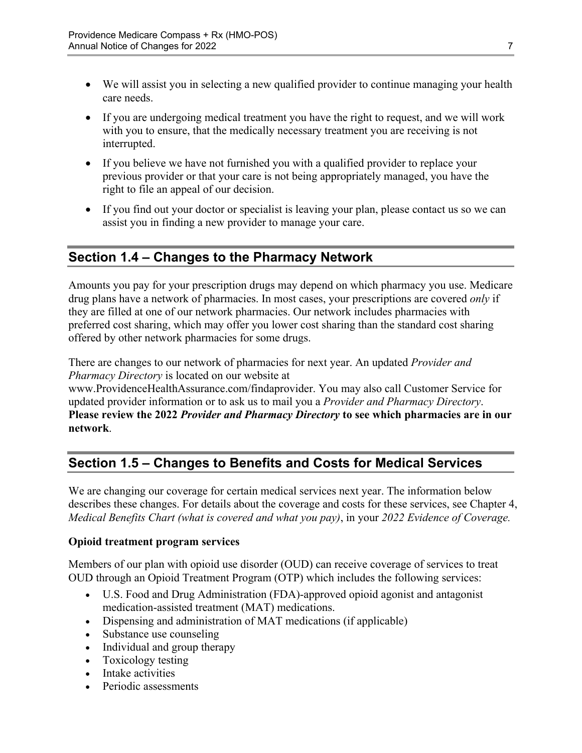- We will assist you in selecting a new qualified provider to continue managing your health care needs.
- If you are undergoing medical treatment you have the right to request, and we will work with you to ensure, that the medically necessary treatment you are receiving is not interrupted.
- If you believe we have not furnished you with a qualified provider to replace your previous provider or that your care is not being appropriately managed, you have the right to file an appeal of our decision.
- If you find out your doctor or specialist is leaving your plan, please contact us so we can assist you in finding a new provider to manage your care.

## Section 1.4 – Changes to the Pharmacy Network

Amounts you pay for your prescription drugs may depend on which pharmacy you use. Medicare drug plans have a network of pharmacies. In most cases, your prescriptions are covered *only* if they are filled at one of our network pharmacies. Our network includes pharmacies with preferred cost sharing, which may offer you lower cost sharing than the standard cost sharing offered by other network pharmacies for some drugs.

There are changes to our network of pharmacies for next year. An updated *Provider and Pharmacy Directory* is located on our website at www.ProvidenceHealthAssurance.com/findaprovider. You may also call Customer Service for updated provider information or to ask us to mail you a *Provider and Pharmacy Directory*. **Please review the 2022 *Provider and Pharmacy Directory* to see which pharmacies are in our network**.

## Section 1.5 – Changes to Benefits and Costs for Medical Services

We are changing our coverage for certain medical services next year. The information below describes these changes. For details about the coverage and costs for these services, see Chapter 4, *Medical Benefits Chart (what is covered and what you pay)*, in your *2022 Evidence of Coverage.*

**Opioid treatment program services**

Members of our plan with opioid use disorder (OUD) can receive coverage of services to treat OUD through an Opioid Treatment Program (OTP) which includes the following services:

- U.S. Food and Drug Administration (FDA)-approved opioid agonist and antagonist medication-assisted treatment (MAT) medications.
- Dispensing and administration of MAT medications (if applicable)
- Substance use counseling
- Individual and group therapy
- Toxicology testing
- Intake activities
- Periodic assessments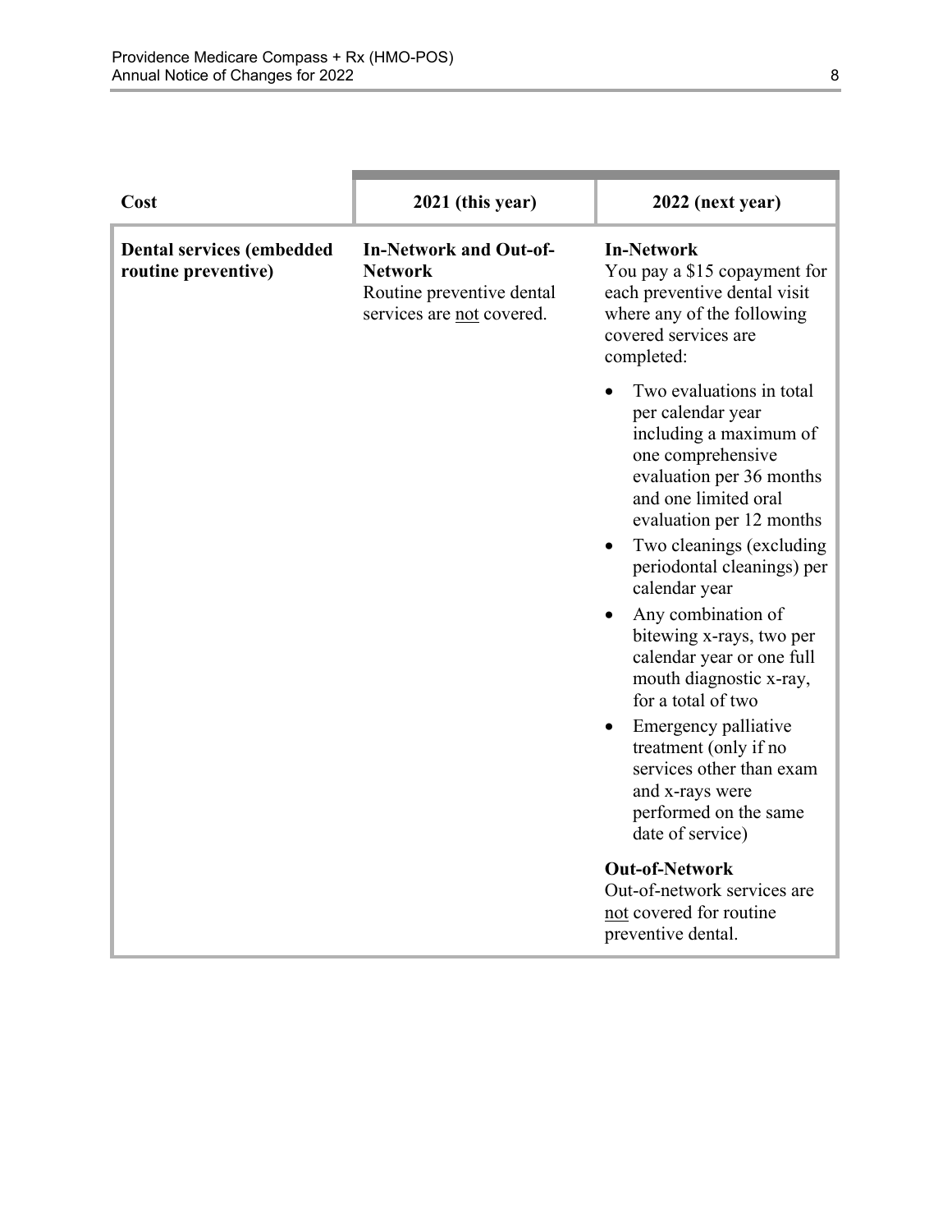| Cost | 2021 (this year) | 2022 (next year) |
|---|---|---|
| **Dental services (embedded routine preventive)** | **In-Network and Out-of-Network**<br>Routine preventive dental services are not covered. | **In-Network**<br>You pay a $15 copayment for each preventive dental visit where any of the following covered services are completed:<br>• Two evaluations in total per calendar year including a maximum of one comprehensive evaluation per 36 months and one limited oral evaluation per 12 months<br>• Two cleanings (excluding periodontal cleanings) per calendar year<br>• Any combination of bitewing x-rays, two per calendar year or one full mouth diagnostic x-ray, for a total of two<br>• Emergency palliative treatment (only if no services other than exam and x-rays were performed on the same date of service)<br><br>**Out-of-Network**<br>Out-of-network services are not covered for routine preventive dental. |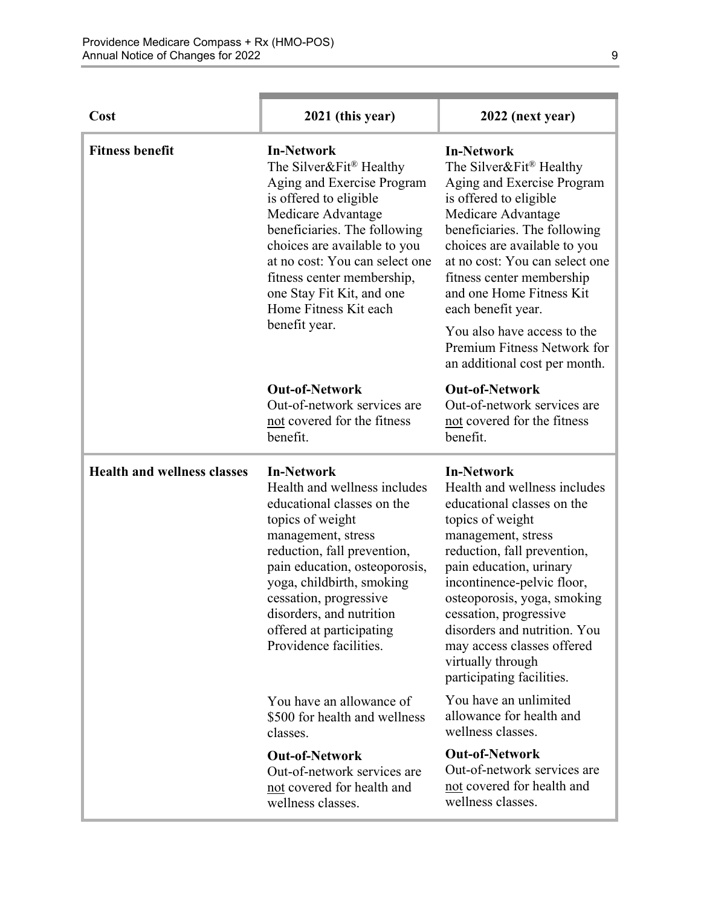| Cost | 2021 (this year) | 2022 (next year) |
|---|---|---|
| **Fitness benefit** | **In-Network**<br>The Silver&Fit® Healthy Aging and Exercise Program is offered to eligible Medicare Advantage beneficiaries. The following choices are available to you at no cost: You can select one fitness center membership, one Stay Fit Kit, and one Home Fitness Kit each benefit year.<br><br>**Out-of-Network**<br>Out-of-network services are not covered for the fitness benefit. | **In-Network**<br>The Silver&Fit® Healthy Aging and Exercise Program is offered to eligible Medicare Advantage beneficiaries. The following choices are available to you at no cost: You can select one fitness center membership and one Home Fitness Kit each benefit year.<br><br>You also have access to the Premium Fitness Network for an additional cost per month.<br><br>**Out-of-Network**<br>Out-of-network services are not covered for the fitness benefit. |
| **Health and wellness classes** | **In-Network**<br>Health and wellness includes educational classes on the topics of weight management, stress reduction, fall prevention, pain education, osteoporosis, yoga, childbirth, smoking cessation, progressive disorders, and nutrition offered at participating Providence facilities.<br><br>You have an allowance of $500 for health and wellness classes.<br><br>**Out-of-Network**<br>Out-of-network services are not covered for health and wellness classes. | **In-Network**<br>Health and wellness includes educational classes on the topics of weight management, stress reduction, fall prevention, pain education, urinary incontinence-pelvic floor, osteoporosis, yoga, smoking cessation, progressive disorders and nutrition. You may access classes offered virtually through participating facilities.<br><br>You have an unlimited allowance for health and wellness classes.<br><br>**Out-of-Network**<br>Out-of-network services are not covered for health and wellness classes. |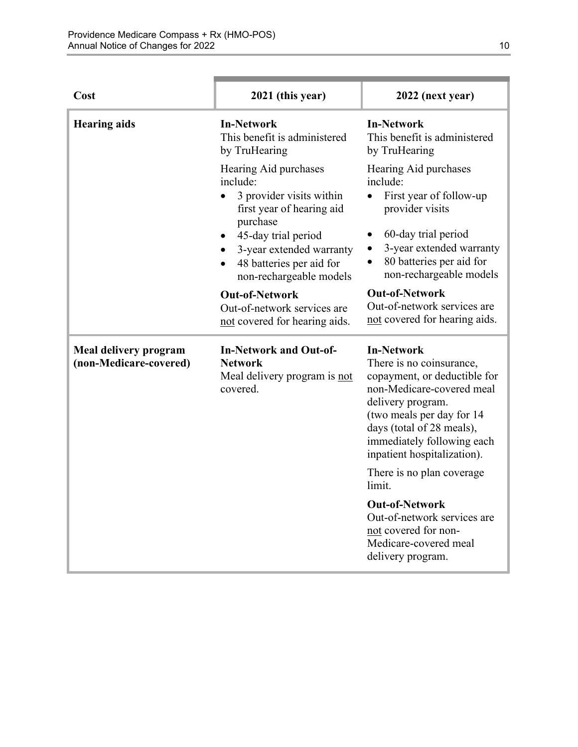| Cost | 2021 (this year) | 2022 (next year) |
|---|---|---|
| **Hearing aids** | **In-Network**<br>This benefit is administered by TruHearing<br><br>Hearing Aid purchases include:<br>• 3 provider visits within first year of hearing aid purchase<br>• 45-day trial period<br>• 3-year extended warranty<br>• 48 batteries per aid for non-rechargeable models<br><br>**Out-of-Network**<br>Out-of-network services are not covered for hearing aids. | **In-Network**<br>This benefit is administered by TruHearing<br><br>Hearing Aid purchases include:<br>• First year of follow-up provider visits<br>• 60-day trial period<br>• 3-year extended warranty<br>• 80 batteries per aid for non-rechargeable models<br><br>**Out-of-Network**<br>Out-of-network services are not covered for hearing aids. |
| **Meal delivery program (non-Medicare-covered)** | **In-Network and Out-of-Network**<br>Meal delivery program is not covered. | **In-Network**<br>There is no coinsurance, copayment, or deductible for non-Medicare-covered meal delivery program.<br>(two meals per day for 14 days (total of 28 meals), immediately following each inpatient hospitalization).<br><br>There is no plan coverage limit.<br><br>**Out-of-Network**<br>Out-of-network services are not covered for non-Medicare-covered meal delivery program. |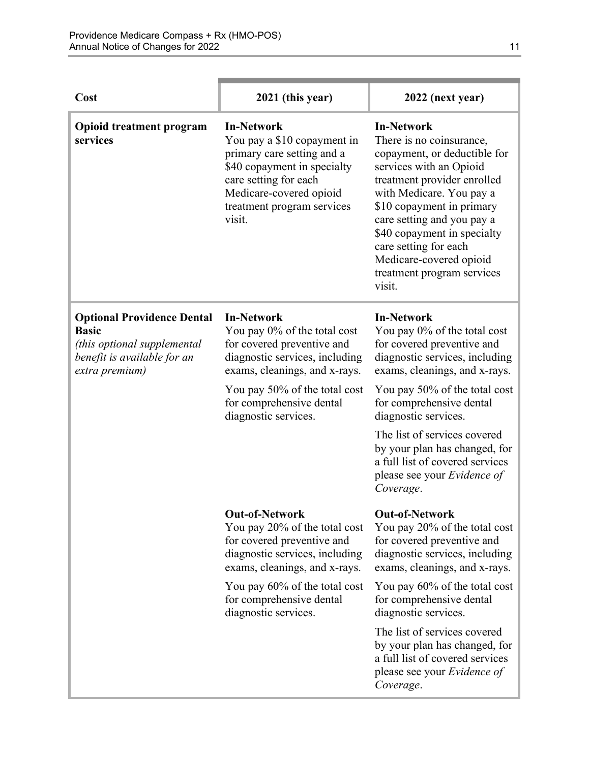| Cost | 2021 (this year) | 2022 (next year) |
|---|---|---|
| **Opioid treatment program services** | **In-Network**<br>You pay a $10 copayment in primary care setting and a $40 copayment in specialty care setting for each Medicare-covered opioid treatment program services visit. | **In-Network**<br>There is no coinsurance, copayment, or deductible for services with an Opioid treatment provider enrolled with Medicare. You pay a $10 copayment in primary care setting and you pay a $40 copayment in specialty care setting for each Medicare-covered opioid treatment program services visit. |
| **Optional Providence Dental Basic**<br>*(this optional supplemental benefit is available for an extra premium)* | **In-Network**<br>You pay 0% of the total cost for covered preventive and diagnostic services, including exams, cleanings, and x-rays.<br><br>You pay 50% of the total cost for comprehensive dental diagnostic services. | **In-Network**<br>You pay 0% of the total cost for covered preventive and diagnostic services, including exams, cleanings, and x-rays.<br><br>You pay 50% of the total cost for comprehensive dental diagnostic services.<br><br>The list of services covered by your plan has changed, for a full list of covered services please see your *Evidence of Coverage*. |
| | **Out-of-Network**<br>You pay 20% of the total cost for covered preventive and diagnostic services, including exams, cleanings, and x-rays.<br><br>You pay 60% of the total cost for comprehensive dental diagnostic services. | **Out-of-Network**<br>You pay 20% of the total cost for covered preventive and diagnostic services, including exams, cleanings, and x-rays.<br><br>You pay 60% of the total cost for comprehensive dental diagnostic services.<br><br>The list of services covered by your plan has changed, for a full list of covered services please see your *Evidence of Coverage*. |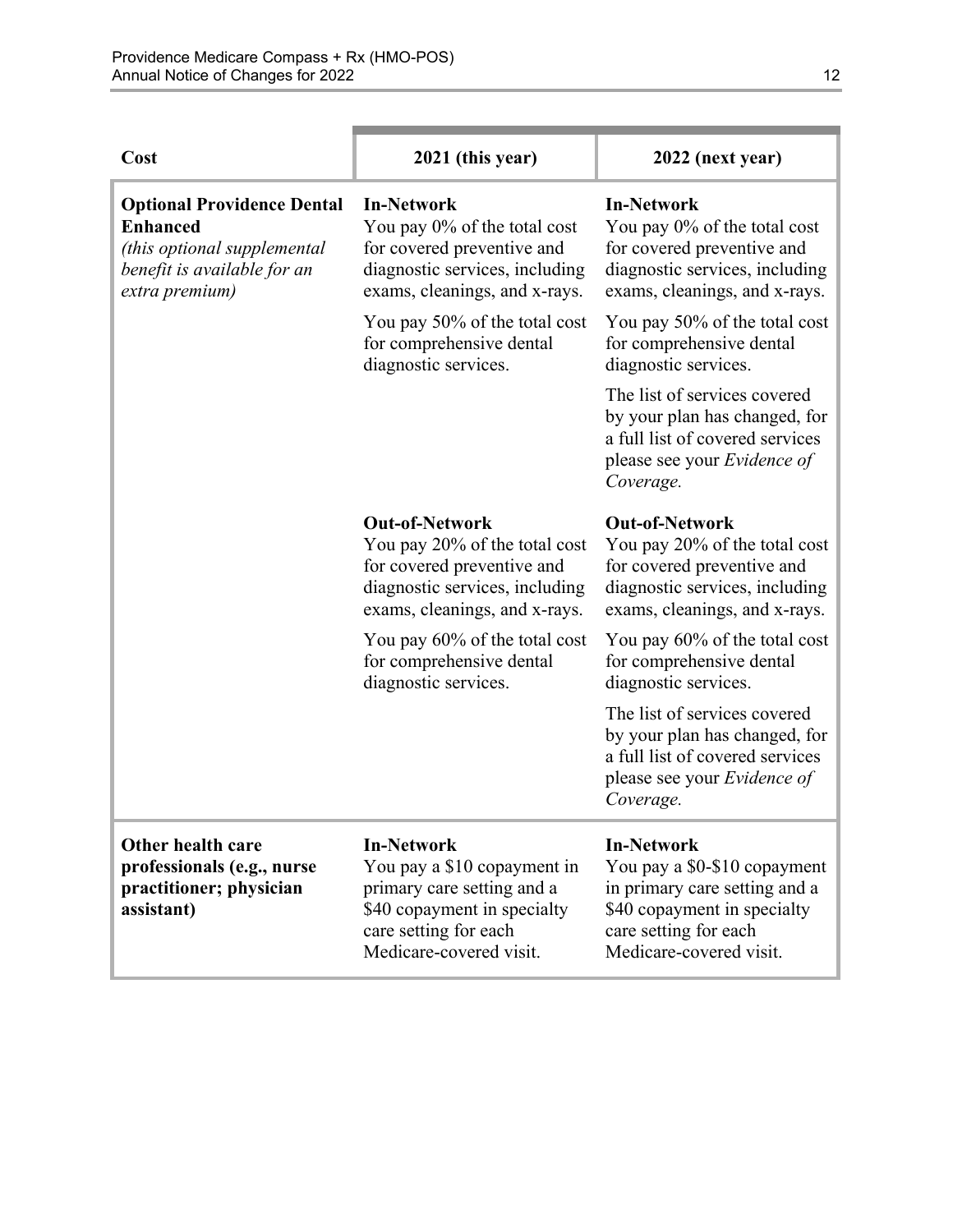| Cost | 2021 (this year) | 2022 (next year) |
|---|---|---|
| **Optional Providence Dental Enhanced** *(this optional supplemental benefit is available for an extra premium)* | **In-Network** You pay 0% of the total cost for covered preventive and diagnostic services, including exams, cleanings, and x-rays. You pay 50% of the total cost for comprehensive dental diagnostic services. | **In-Network** You pay 0% of the total cost for covered preventive and diagnostic services, including exams, cleanings, and x-rays. You pay 50% of the total cost for comprehensive dental diagnostic services. The list of services covered by your plan has changed, for a full list of covered services please see your *Evidence of Coverage.* |
| | **Out-of-Network** You pay 20% of the total cost for covered preventive and diagnostic services, including exams, cleanings, and x-rays. You pay 60% of the total cost for comprehensive dental diagnostic services. | **Out-of-Network** You pay 20% of the total cost for covered preventive and diagnostic services, including exams, cleanings, and x-rays. You pay 60% of the total cost for comprehensive dental diagnostic services. The list of services covered by your plan has changed, for a full list of covered services please see your *Evidence of Coverage.* |
| **Other health care professionals (e.g., nurse practitioner; physician assistant)** | **In-Network** You pay a $10 copayment in primary care setting and a $40 copayment in specialty care setting for each Medicare-covered visit. | **In-Network** You pay a $0-$10 copayment in primary care setting and a $40 copayment in specialty care setting for each Medicare-covered visit. |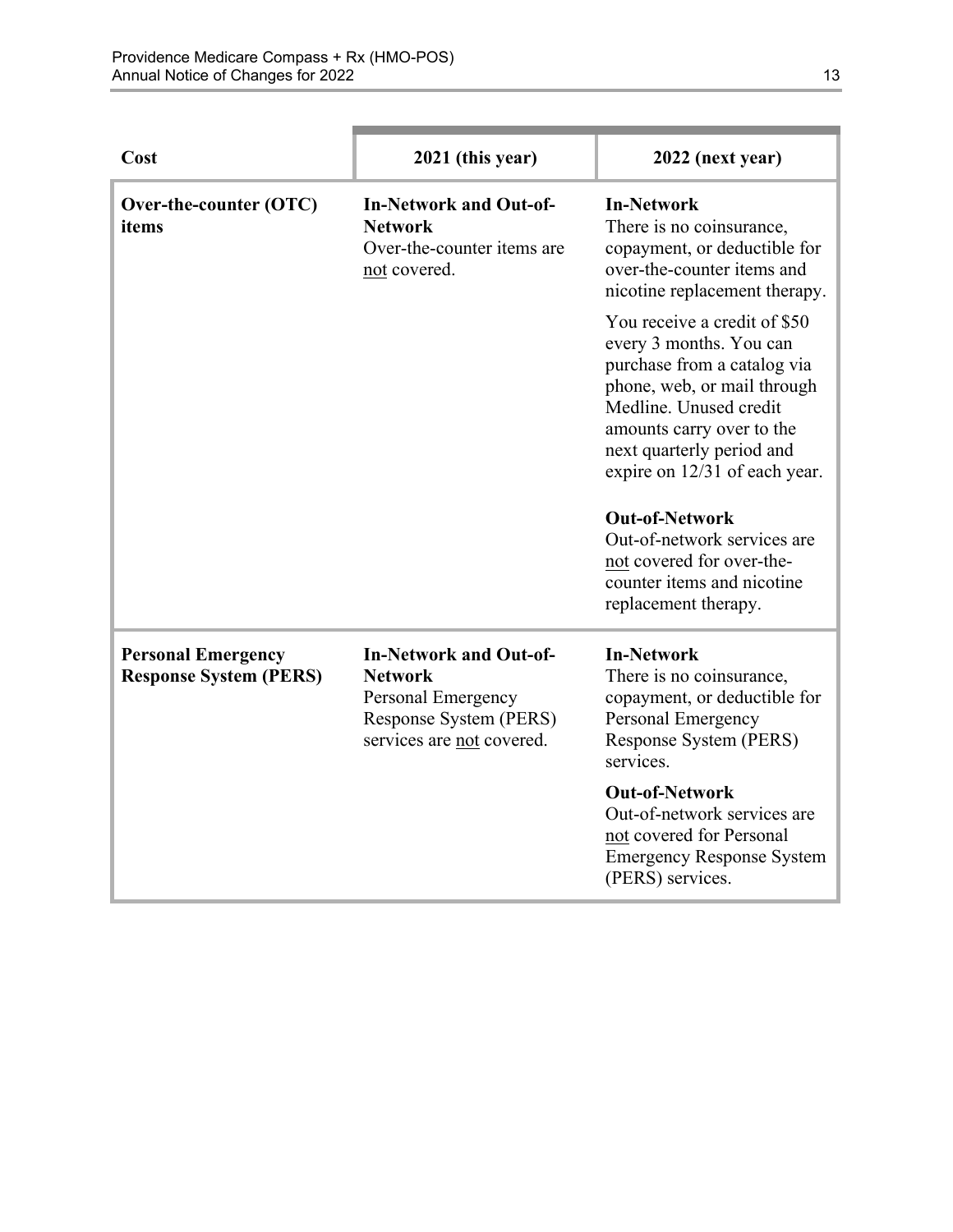| Cost | 2021 (this year) | 2022 (next year) |
|---|---|---|
| **Over-the-counter (OTC) items** | **In-Network and Out-of-Network**<br>Over-the-counter items are not covered. | **In-Network**<br>There is no coinsurance, copayment, or deductible for over-the-counter items and nicotine replacement therapy.<br><br>You receive a credit of $50 every 3 months. You can purchase from a catalog via phone, web, or mail through Medline. Unused credit amounts carry over to the next quarterly period and expire on 12/31 of each year.<br><br>**Out-of-Network**<br>Out-of-network services are not covered for over-the-counter items and nicotine replacement therapy. |
| **Personal Emergency Response System (PERS)** | **In-Network and Out-of-Network**<br>Personal Emergency Response System (PERS) services are not covered. | **In-Network**<br>There is no coinsurance, copayment, or deductible for Personal Emergency Response System (PERS) services.<br><br>**Out-of-Network**<br>Out-of-network services are not covered for Personal Emergency Response System (PERS) services. |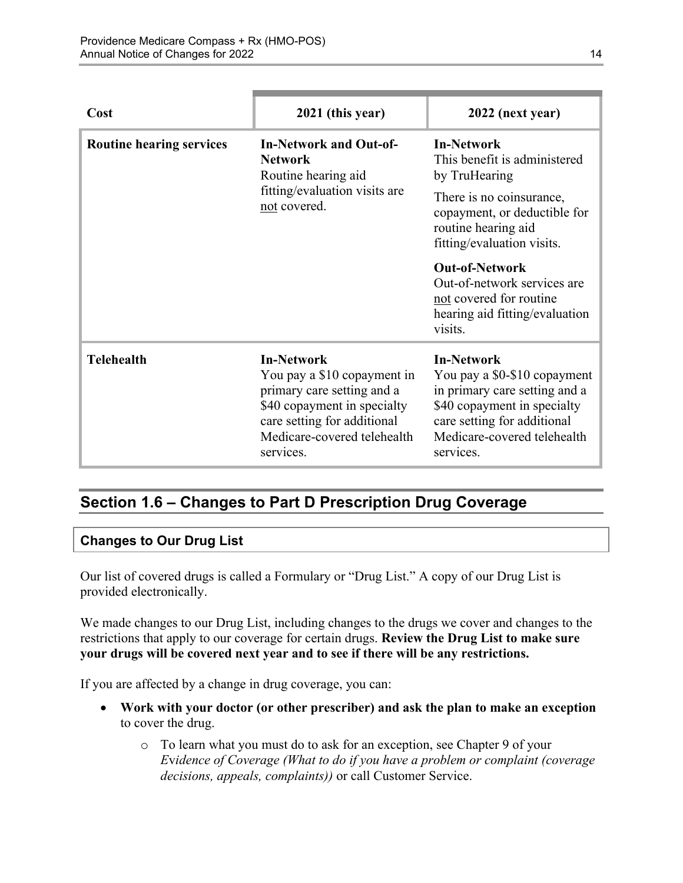| Cost | 2021 (this year) | 2022 (next year) |
|---|---|---|
| **Routine hearing services** | **In-Network and Out-of-Network**<br>Routine hearing aid fitting/evaluation visits are not covered. | **In-Network**<br>This benefit is administered by TruHearing<br>There is no coinsurance, copayment, or deductible for routine hearing aid fitting/evaluation visits.<br>**Out-of-Network**<br>Out-of-network services are not covered for routine hearing aid fitting/evaluation visits. |
| **Telehealth** | **In-Network**<br>You pay a $10 copayment in primary care setting and a $40 copayment in specialty care setting for additional Medicare-covered telehealth services. | **In-Network**<br>You pay a $0-$10 copayment in primary care setting and a $40 copayment in specialty care setting for additional Medicare-covered telehealth services. |

## Section 1.6 – Changes to Part D Prescription Drug Coverage

### Changes to Our Drug List

Our list of covered drugs is called a Formulary or "Drug List." A copy of our Drug List is provided electronically.

We made changes to our Drug List, including changes to the drugs we cover and changes to the restrictions that apply to our coverage for certain drugs. **Review the Drug List to make sure your drugs will be covered next year and to see if there will be any restrictions.**

If you are affected by a change in drug coverage, you can:

- **Work with your doctor (or other prescriber) and ask the plan to make an exception** to cover the drug.
  - To learn what you must do to ask for an exception, see Chapter 9 of your *Evidence of Coverage (What to do if you have a problem or complaint (coverage decisions, appeals, complaints))* or call Customer Service.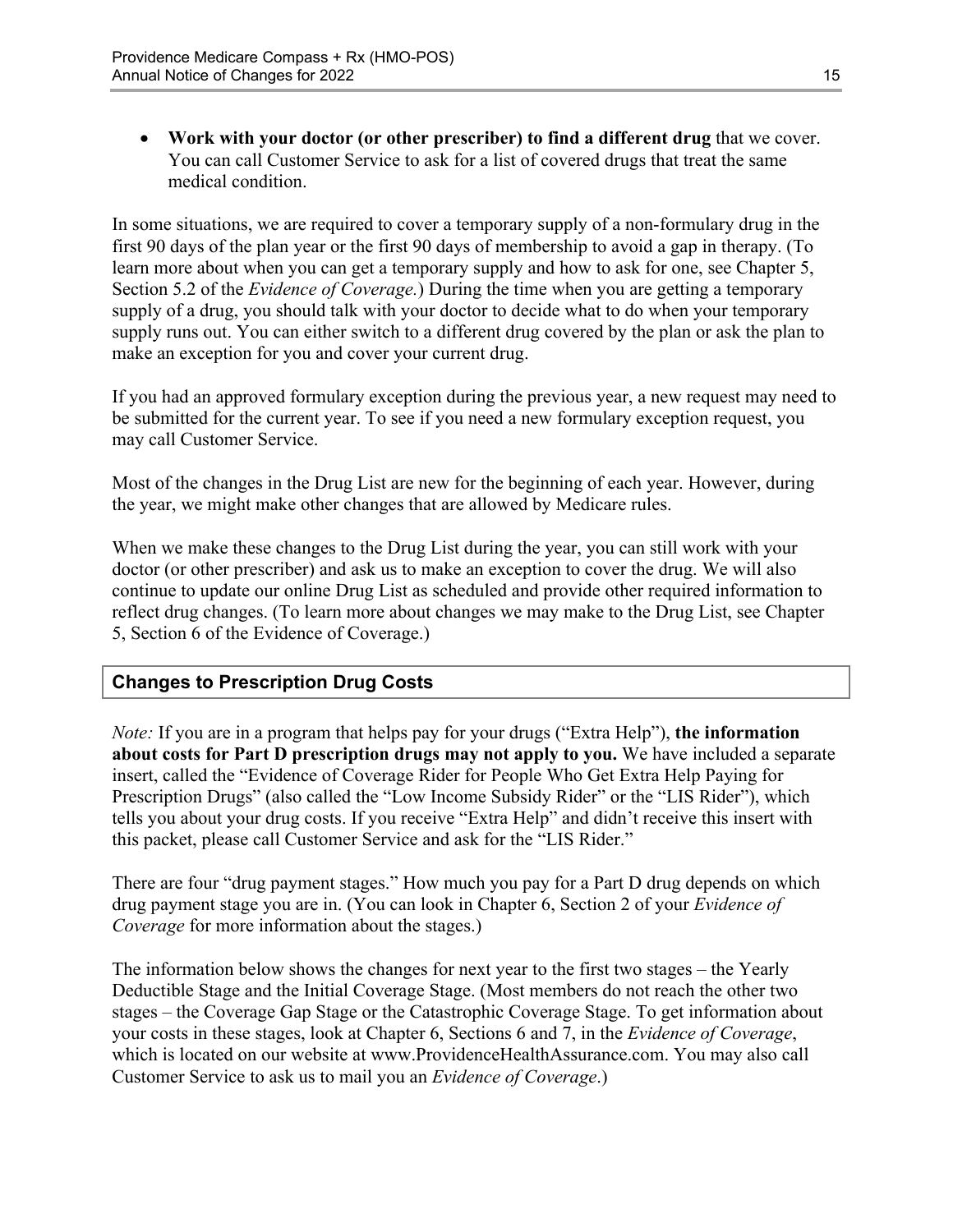- **Work with your doctor (or other prescriber) to find a different drug** that we cover. You can call Customer Service to ask for a list of covered drugs that treat the same medical condition.

In some situations, we are required to cover a temporary supply of a non-formulary drug in the first 90 days of the plan year or the first 90 days of membership to avoid a gap in therapy. (To learn more about when you can get a temporary supply and how to ask for one, see Chapter 5, Section 5.2 of the *Evidence of Coverage.*) During the time when you are getting a temporary supply of a drug, you should talk with your doctor to decide what to do when your temporary supply runs out. You can either switch to a different drug covered by the plan or ask the plan to make an exception for you and cover your current drug.

If you had an approved formulary exception during the previous year, a new request may need to be submitted for the current year. To see if you need a new formulary exception request, you may call Customer Service.

Most of the changes in the Drug List are new for the beginning of each year. However, during the year, we might make other changes that are allowed by Medicare rules.

When we make these changes to the Drug List during the year, you can still work with your doctor (or other prescriber) and ask us to make an exception to cover the drug. We will also continue to update our online Drug List as scheduled and provide other required information to reflect drug changes. (To learn more about changes we may make to the Drug List, see Chapter 5, Section 6 of the Evidence of Coverage.)

### Changes to Prescription Drug Costs

*Note:* If you are in a program that helps pay for your drugs ("Extra Help"), **the information about costs for Part D prescription drugs may not apply to you.** We have included a separate insert, called the "Evidence of Coverage Rider for People Who Get Extra Help Paying for Prescription Drugs" (also called the "Low Income Subsidy Rider" or the "LIS Rider"), which tells you about your drug costs. If you receive "Extra Help" and didn't receive this insert with this packet, please call Customer Service and ask for the "LIS Rider."

There are four "drug payment stages." How much you pay for a Part D drug depends on which drug payment stage you are in. (You can look in Chapter 6, Section 2 of your *Evidence of Coverage* for more information about the stages.)

The information below shows the changes for next year to the first two stages – the Yearly Deductible Stage and the Initial Coverage Stage. (Most members do not reach the other two stages – the Coverage Gap Stage or the Catastrophic Coverage Stage. To get information about your costs in these stages, look at Chapter 6, Sections 6 and 7, in the *Evidence of Coverage*, which is located on our website at www.ProvidenceHealthAssurance.com. You may also call Customer Service to ask us to mail you an *Evidence of Coverage*.)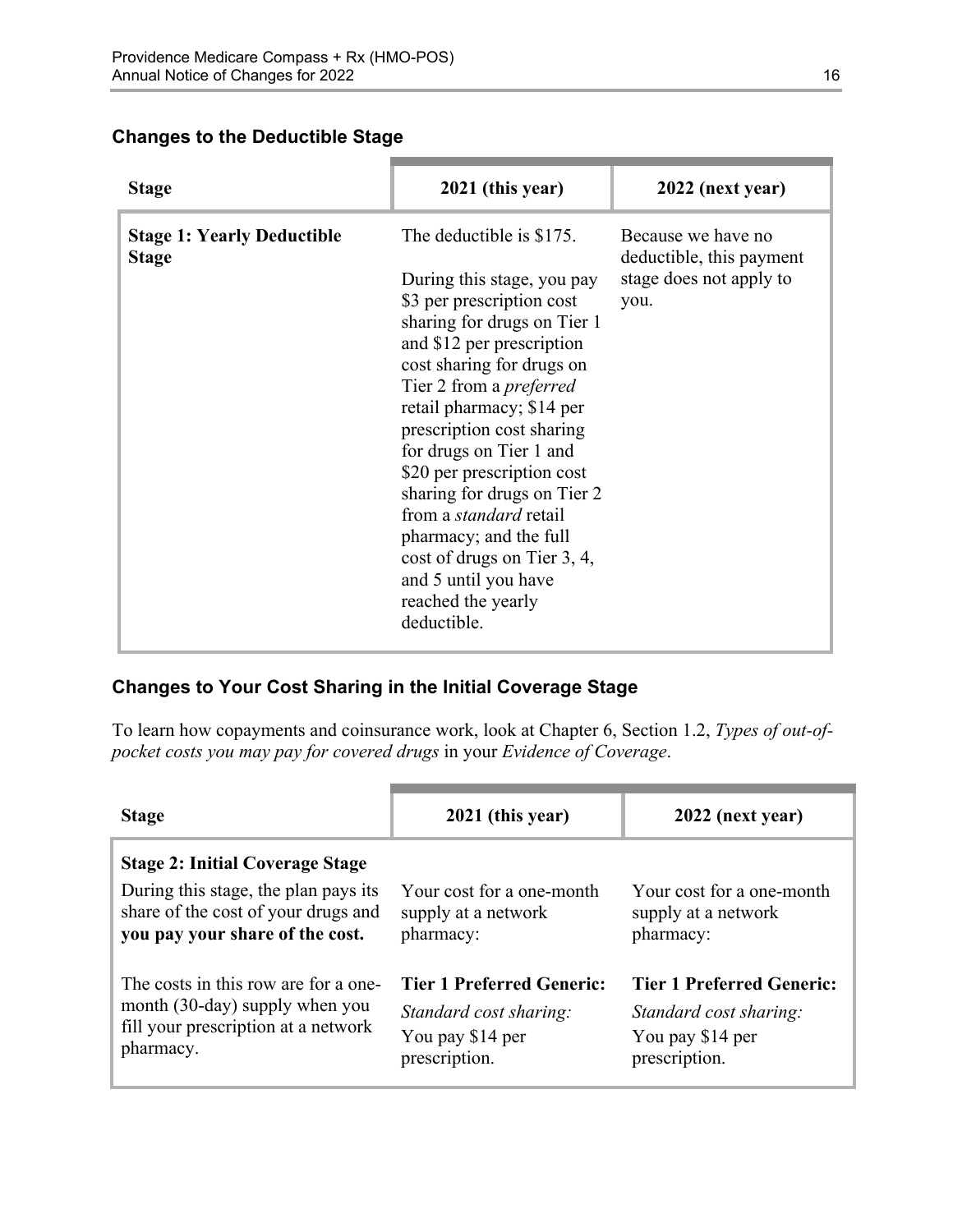### Changes to the Deductible Stage

| Stage | 2021 (this year) | 2022 (next year) |
|---|---|---|
| **Stage 1: Yearly Deductible Stage** | The deductible is $175.<br><br>During this stage, you pay $3 per prescription cost sharing for drugs on Tier 1 and $12 per prescription cost sharing for drugs on Tier 2 from a *preferred* retail pharmacy; $14 per prescription cost sharing for drugs on Tier 1 and $20 per prescription cost sharing for drugs on Tier 2 from a *standard* retail pharmacy; and the full cost of drugs on Tier 3, 4, and 5 until you have reached the yearly deductible. | Because we have no deductible, this payment stage does not apply to you. |

### Changes to Your Cost Sharing in the Initial Coverage Stage

To learn how copayments and coinsurance work, look at Chapter 6, Section 1.2, *Types of out-of-pocket costs you may pay for covered drugs* in your *Evidence of Coverage*.

| Stage | 2021 (this year) | 2022 (next year) |
|---|---|---|
| **Stage 2: Initial Coverage Stage**<br>During this stage, the plan pays its share of the cost of your drugs and **you pay your share of the cost.** | Your cost for a one-month supply at a network pharmacy: | Your cost for a one-month supply at a network pharmacy: |
| The costs in this row are for a one-month (30-day) supply when you fill your prescription at a network pharmacy. | **Tier 1 Preferred Generic:**<br>*Standard cost sharing:*<br>You pay $14 per prescription. | **Tier 1 Preferred Generic:**<br>*Standard cost sharing:*<br>You pay $14 per prescription. |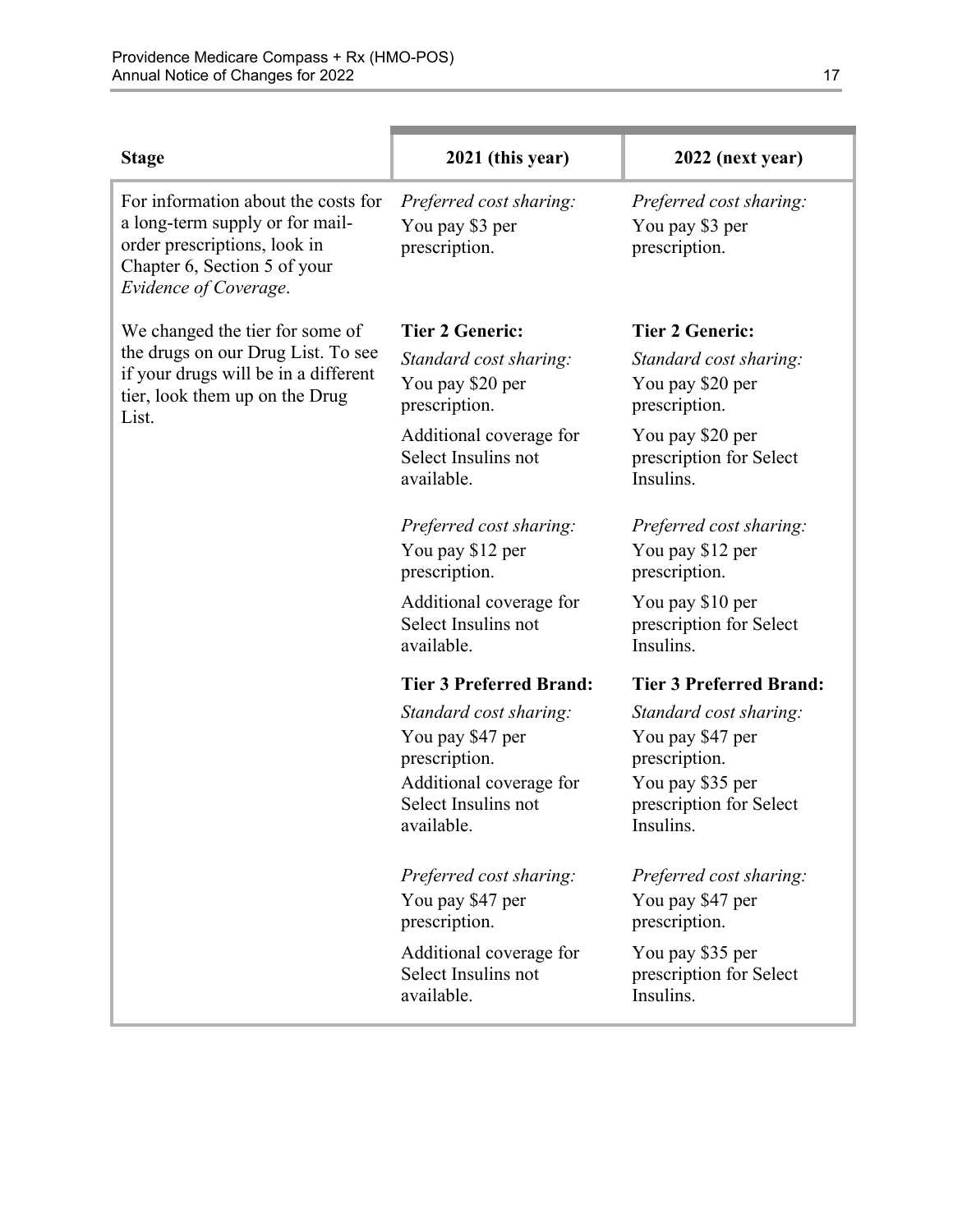| Stage | 2021 (this year) | 2022 (next year) |
|---|---|---|
| For information about the costs for a long-term supply or for mail-order prescriptions, look in Chapter 6, Section 5 of your *Evidence of Coverage*. | *Preferred cost sharing:*<br>You pay $3 per prescription. | *Preferred cost sharing:*<br>You pay $3 per prescription. |
| We changed the tier for some of the drugs on our Drug List. To see if your drugs will be in a different tier, look them up on the Drug List. | **Tier 2 Generic:**<br>*Standard cost sharing:*<br>You pay $20 per prescription.<br>Additional coverage for Select Insulins not available. | **Tier 2 Generic:**<br>*Standard cost sharing:*<br>You pay $20 per prescription.<br>You pay $20 per prescription for Select Insulins. |
| | *Preferred cost sharing:*<br>You pay $12 per prescription.<br>Additional coverage for Select Insulins not available. | *Preferred cost sharing:*<br>You pay $12 per prescription.<br>You pay $10 per prescription for Select Insulins. |
| | **Tier 3 Preferred Brand:**<br>*Standard cost sharing:*<br>You pay $47 per prescription.<br>Additional coverage for Select Insulins not available. | **Tier 3 Preferred Brand:**<br>*Standard cost sharing:*<br>You pay $47 per prescription.<br>You pay $35 per prescription for Select Insulins. |
| | *Preferred cost sharing:*<br>You pay $47 per prescription.<br>Additional coverage for Select Insulins not available. | *Preferred cost sharing:*<br>You pay $47 per prescription.<br>You pay $35 per prescription for Select Insulins. |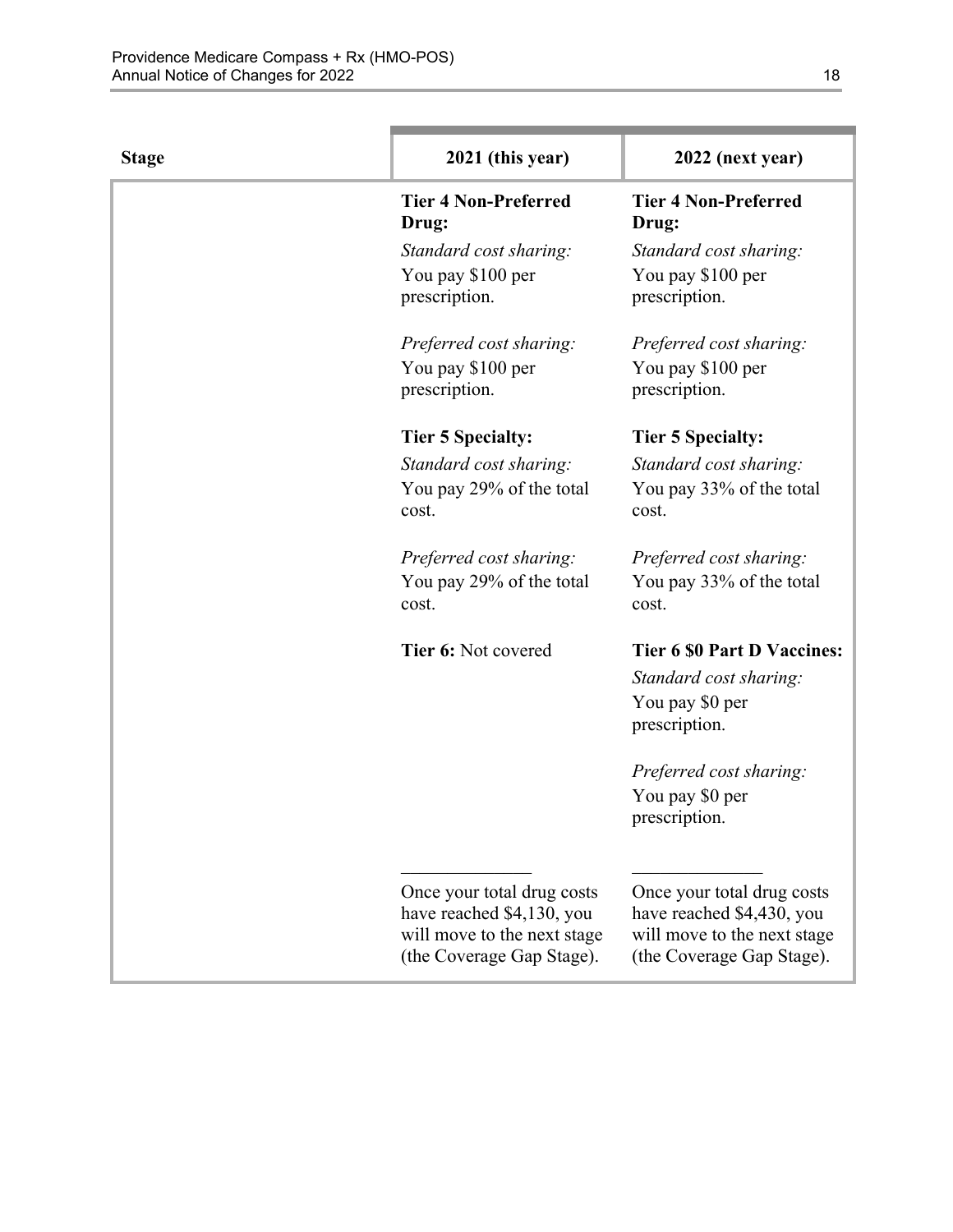| Stage | 2021 (this year) | 2022 (next year) |
|---|---|---|
| | **Tier 4 Non-Preferred Drug:**<br>*Standard cost sharing:*<br>You pay $100 per prescription.<br><br>*Preferred cost sharing:*<br>You pay $100 per prescription.<br><br>**Tier 5 Specialty:**<br>*Standard cost sharing:*<br>You pay 29% of the total cost.<br><br>*Preferred cost sharing:*<br>You pay 29% of the total cost.<br><br>**Tier 6:** Not covered<br><br>______________<br>Once your total drug costs have reached $4,130, you will move to the next stage (the Coverage Gap Stage). | **Tier 4 Non-Preferred Drug:**<br>*Standard cost sharing:*<br>You pay $100 per prescription.<br><br>*Preferred cost sharing:*<br>You pay $100 per prescription.<br><br>**Tier 5 Specialty:**<br>*Standard cost sharing:*<br>You pay 33% of the total cost.<br><br>*Preferred cost sharing:*<br>You pay 33% of the total cost.<br><br>**Tier 6 $0 Part D Vaccines:**<br>*Standard cost sharing:*<br>You pay $0 per prescription.<br><br>*Preferred cost sharing:*<br>You pay $0 per prescription.<br><br>______________<br>Once your total drug costs have reached $4,430, you will move to the next stage (the Coverage Gap Stage). |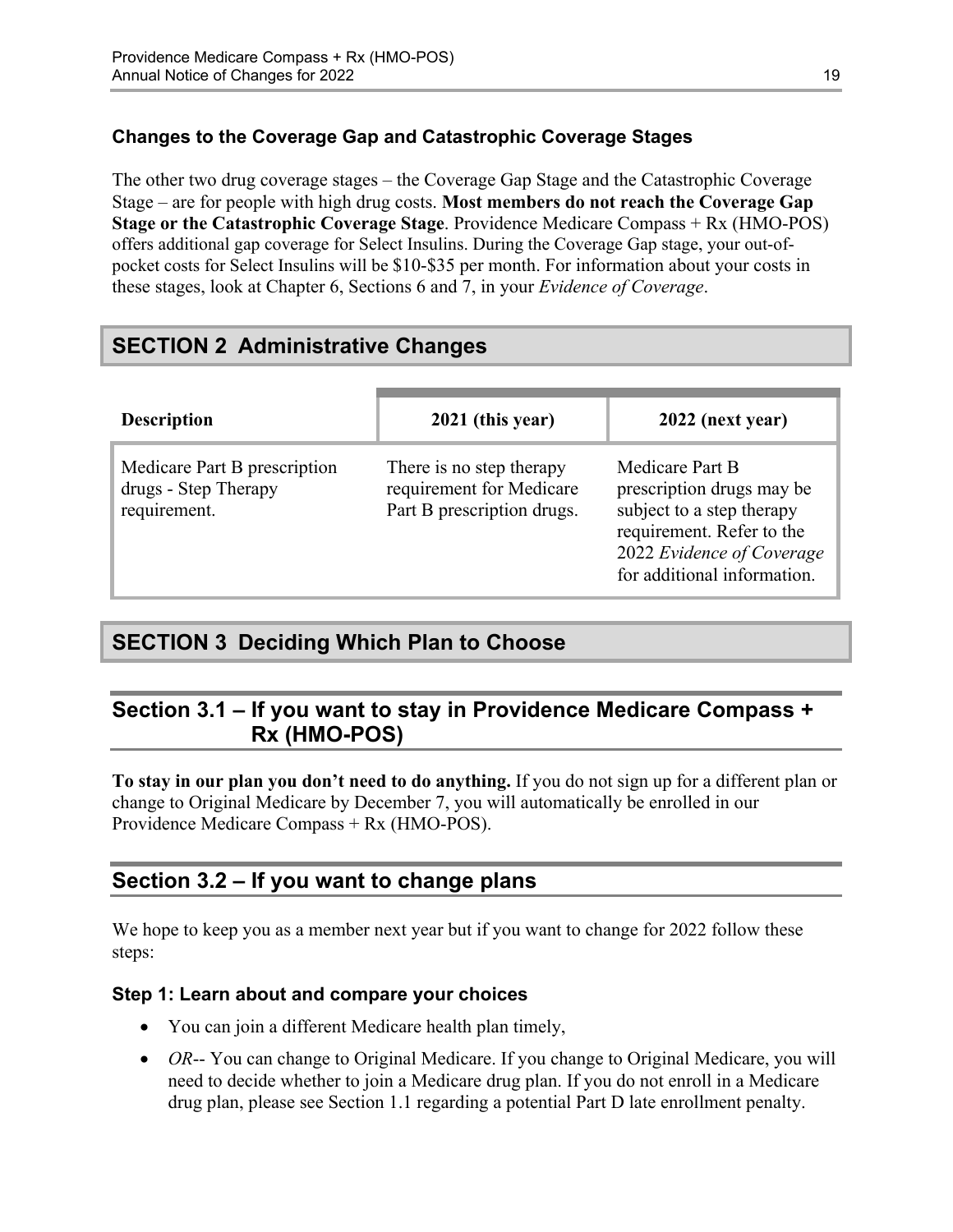### Changes to the Coverage Gap and Catastrophic Coverage Stages

The other two drug coverage stages – the Coverage Gap Stage and the Catastrophic Coverage Stage – are for people with high drug costs. **Most members do not reach the Coverage Gap Stage or the Catastrophic Coverage Stage**. Providence Medicare Compass + Rx (HMO-POS) offers additional gap coverage for Select Insulins. During the Coverage Gap stage, your out-of-pocket costs for Select Insulins will be $10-$35 per month. For information about your costs in these stages, look at Chapter 6, Sections 6 and 7, in your *Evidence of Coverage*.

# SECTION 2 Administrative Changes

| Description | 2021 (this year) | 2022 (next year) |
|---|---|---|
| Medicare Part B prescription drugs - Step Therapy requirement. | There is no step therapy requirement for Medicare Part B prescription drugs. | Medicare Part B prescription drugs may be subject to a step therapy requirement. Refer to the 2022 *Evidence of Coverage* for additional information. |

# SECTION 3 Deciding Which Plan to Choose

## Section 3.1 – If you want to stay in Providence Medicare Compass + Rx (HMO-POS)

**To stay in our plan you don't need to do anything.** If you do not sign up for a different plan or change to Original Medicare by December 7, you will automatically be enrolled in our Providence Medicare Compass + Rx (HMO-POS).

## Section 3.2 – If you want to change plans

We hope to keep you as a member next year but if you want to change for 2022 follow these steps:

### Step 1: Learn about and compare your choices

- You can join a different Medicare health plan timely,
- *OR*-- You can change to Original Medicare. If you change to Original Medicare, you will need to decide whether to join a Medicare drug plan. If you do not enroll in a Medicare drug plan, please see Section 1.1 regarding a potential Part D late enrollment penalty.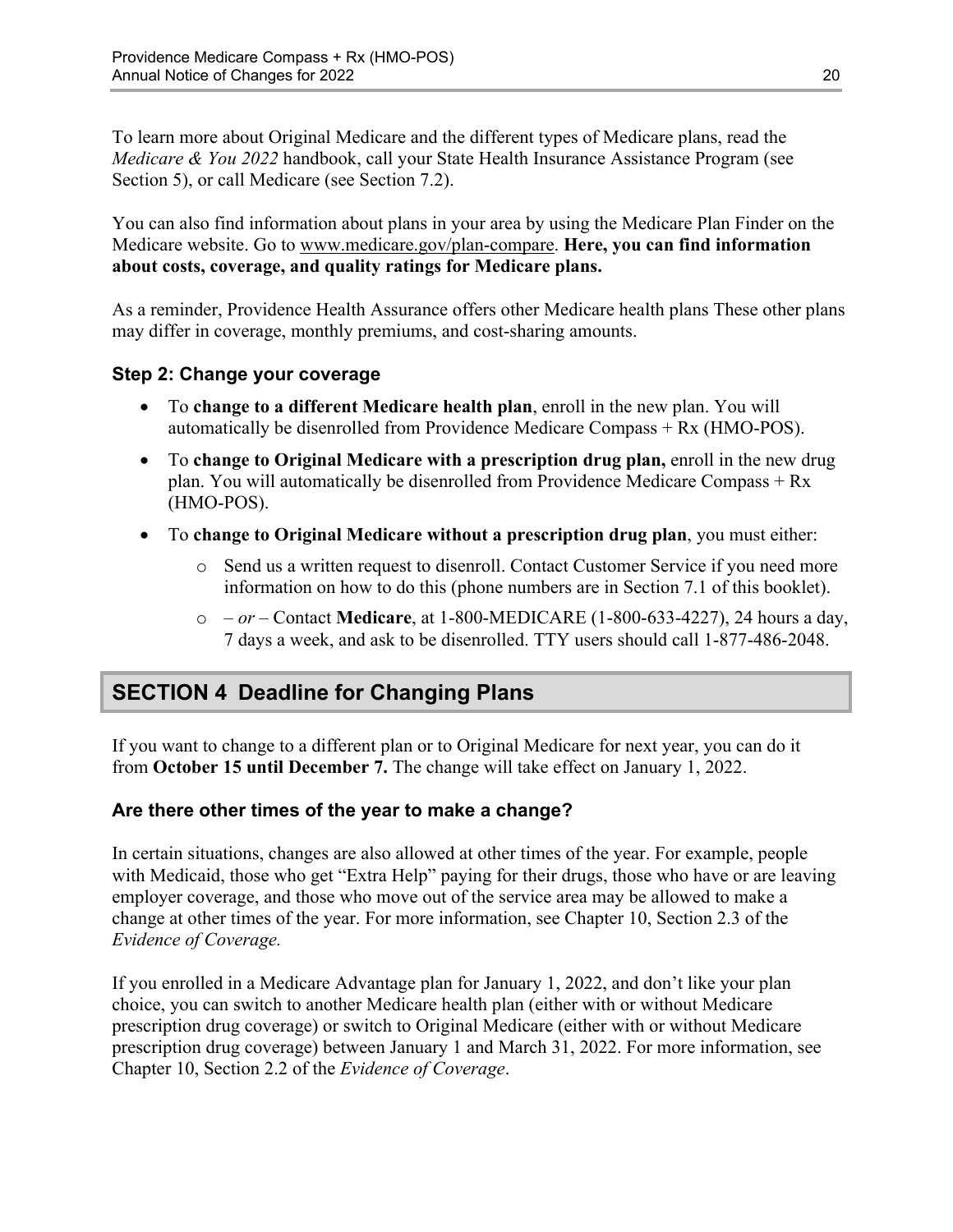To learn more about Original Medicare and the different types of Medicare plans, read the *Medicare & You 2022* handbook, call your State Health Insurance Assistance Program (see Section 5), or call Medicare (see Section 7.2).

You can also find information about plans in your area by using the Medicare Plan Finder on the Medicare website. Go to www.medicare.gov/plan-compare. **Here, you can find information about costs, coverage, and quality ratings for Medicare plans.**

As a reminder, Providence Health Assurance offers other Medicare health plans These other plans may differ in coverage, monthly premiums, and cost-sharing amounts.

### Step 2: Change your coverage

- To **change to a different Medicare health plan**, enroll in the new plan. You will automatically be disenrolled from Providence Medicare Compass + Rx (HMO-POS).
- To **change to Original Medicare with a prescription drug plan,** enroll in the new drug plan. You will automatically be disenrolled from Providence Medicare Compass + Rx (HMO-POS).
- To **change to Original Medicare without a prescription drug plan**, you must either:
  - Send us a written request to disenroll. Contact Customer Service if you need more information on how to do this (phone numbers are in Section 7.1 of this booklet).
  - *– or –* Contact **Medicare**, at 1-800-MEDICARE (1-800-633-4227), 24 hours a day, 7 days a week, and ask to be disenrolled. TTY users should call 1-877-486-2048.

## SECTION 4 Deadline for Changing Plans

If you want to change to a different plan or to Original Medicare for next year, you can do it from **October 15 until December 7.** The change will take effect on January 1, 2022.

### Are there other times of the year to make a change?

In certain situations, changes are also allowed at other times of the year. For example, people with Medicaid, those who get "Extra Help" paying for their drugs, those who have or are leaving employer coverage, and those who move out of the service area may be allowed to make a change at other times of the year. For more information, see Chapter 10, Section 2.3 of the *Evidence of Coverage.*

If you enrolled in a Medicare Advantage plan for January 1, 2022, and don't like your plan choice, you can switch to another Medicare health plan (either with or without Medicare prescription drug coverage) or switch to Original Medicare (either with or without Medicare prescription drug coverage) between January 1 and March 31, 2022. For more information, see Chapter 10, Section 2.2 of the *Evidence of Coverage*.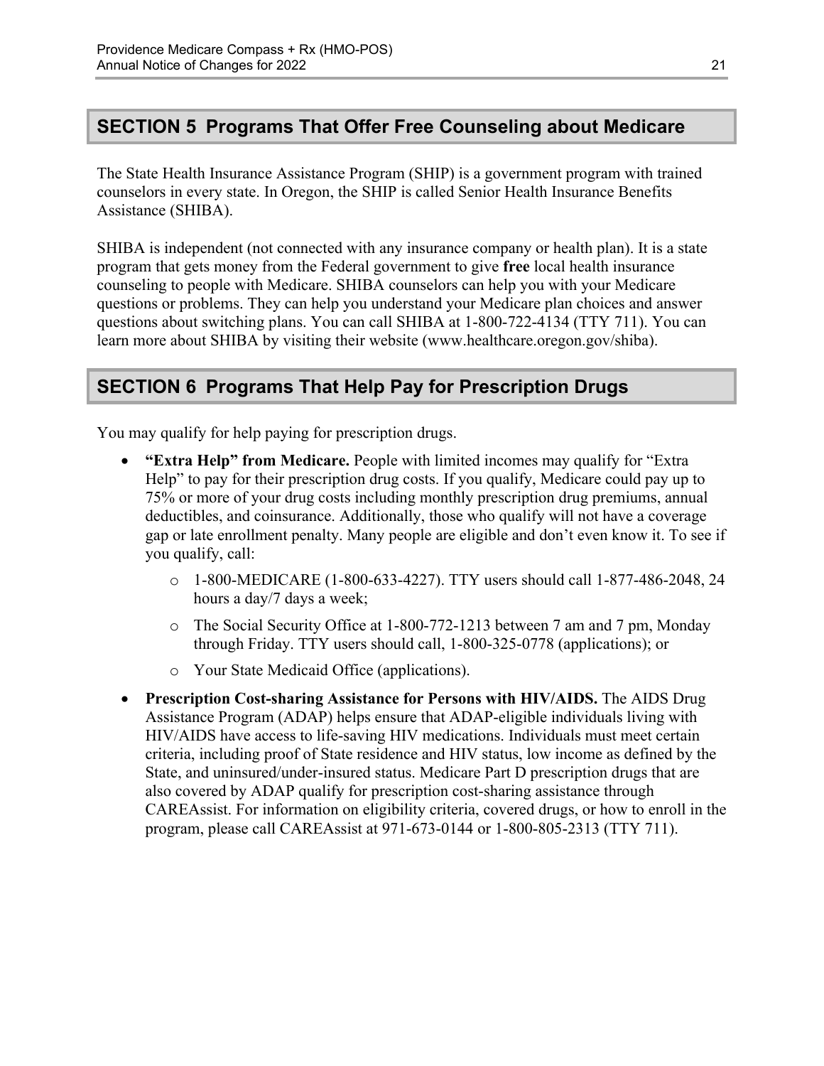## SECTION 5 Programs That Offer Free Counseling about Medicare

The State Health Insurance Assistance Program (SHIP) is a government program with trained counselors in every state. In Oregon, the SHIP is called Senior Health Insurance Benefits Assistance (SHIBA).

SHIBA is independent (not connected with any insurance company or health plan). It is a state program that gets money from the Federal government to give **free** local health insurance counseling to people with Medicare. SHIBA counselors can help you with your Medicare questions or problems. They can help you understand your Medicare plan choices and answer questions about switching plans. You can call SHIBA at 1-800-722-4134 (TTY 711). You can learn more about SHIBA by visiting their website (www.healthcare.oregon.gov/shiba).

## SECTION 6 Programs That Help Pay for Prescription Drugs

You may qualify for help paying for prescription drugs.

- **"Extra Help" from Medicare.** People with limited incomes may qualify for "Extra Help" to pay for their prescription drug costs. If you qualify, Medicare could pay up to 75% or more of your drug costs including monthly prescription drug premiums, annual deductibles, and coinsurance. Additionally, those who qualify will not have a coverage gap or late enrollment penalty. Many people are eligible and don't even know it. To see if you qualify, call:
  - 1-800-MEDICARE (1-800-633-4227). TTY users should call 1-877-486-2048, 24 hours a day/7 days a week;
  - The Social Security Office at 1-800-772-1213 between 7 am and 7 pm, Monday through Friday. TTY users should call, 1-800-325-0778 (applications); or
  - Your State Medicaid Office (applications).
- **Prescription Cost-sharing Assistance for Persons with HIV/AIDS.** The AIDS Drug Assistance Program (ADAP) helps ensure that ADAP-eligible individuals living with HIV/AIDS have access to life-saving HIV medications. Individuals must meet certain criteria, including proof of State residence and HIV status, low income as defined by the State, and uninsured/under-insured status. Medicare Part D prescription drugs that are also covered by ADAP qualify for prescription cost-sharing assistance through CAREAssist. For information on eligibility criteria, covered drugs, or how to enroll in the program, please call CAREAssist at 971-673-0144 or 1-800-805-2313 (TTY 711).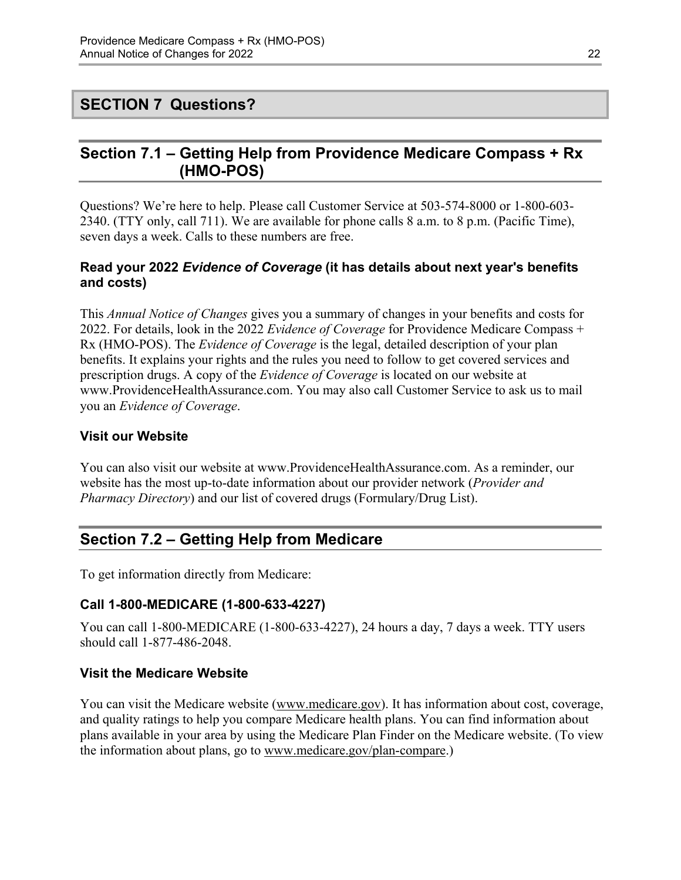# SECTION 7 Questions?

## Section 7.1 – Getting Help from Providence Medicare Compass + Rx (HMO-POS)

Questions? We're here to help. Please call Customer Service at 503-574-8000 or 1-800-603-2340. (TTY only, call 711). We are available for phone calls 8 a.m. to 8 p.m. (Pacific Time), seven days a week. Calls to these numbers are free.

### Read your 2022 *Evidence of Coverage* (it has details about next year's benefits and costs)

This *Annual Notice of Changes* gives you a summary of changes in your benefits and costs for 2022. For details, look in the 2022 *Evidence of Coverage* for Providence Medicare Compass + Rx (HMO-POS). The *Evidence of Coverage* is the legal, detailed description of your plan benefits. It explains your rights and the rules you need to follow to get covered services and prescription drugs. A copy of the *Evidence of Coverage* is located on our website at www.ProvidenceHealthAssurance.com. You may also call Customer Service to ask us to mail you an *Evidence of Coverage*.

### Visit our Website

You can also visit our website at www.ProvidenceHealthAssurance.com. As a reminder, our website has the most up-to-date information about our provider network (*Provider and Pharmacy Directory*) and our list of covered drugs (Formulary/Drug List).

## Section 7.2 – Getting Help from Medicare

To get information directly from Medicare:

### Call 1-800-MEDICARE (1-800-633-4227)

You can call 1-800-MEDICARE (1-800-633-4227), 24 hours a day, 7 days a week. TTY users should call 1-877-486-2048.

### Visit the Medicare Website

You can visit the Medicare website (www.medicare.gov). It has information about cost, coverage, and quality ratings to help you compare Medicare health plans. You can find information about plans available in your area by using the Medicare Plan Finder on the Medicare website. (To view the information about plans, go to www.medicare.gov/plan-compare.)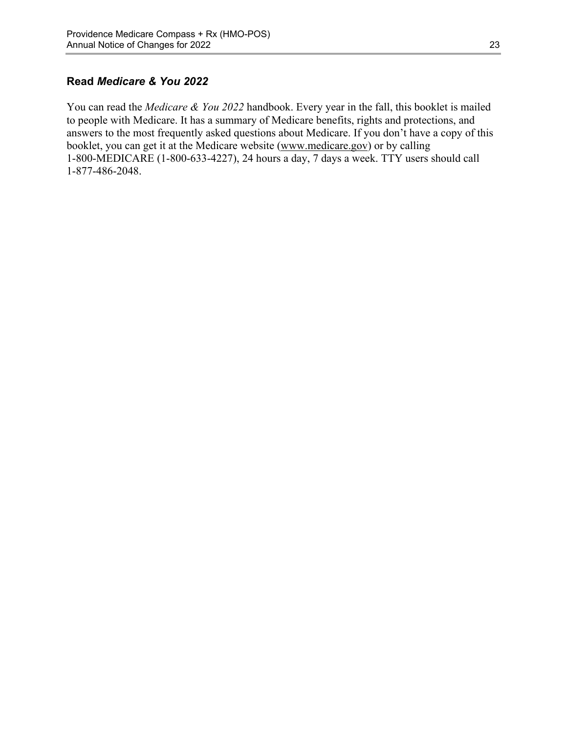### Read *Medicare & You 2022*

You can read the *Medicare & You 2022* handbook. Every year in the fall, this booklet is mailed to people with Medicare. It has a summary of Medicare benefits, rights and protections, and answers to the most frequently asked questions about Medicare. If you don't have a copy of this booklet, you can get it at the Medicare website (www.medicare.gov) or by calling 1-800-MEDICARE (1-800-633-4227), 24 hours a day, 7 days a week. TTY users should call 1-877-486-2048.